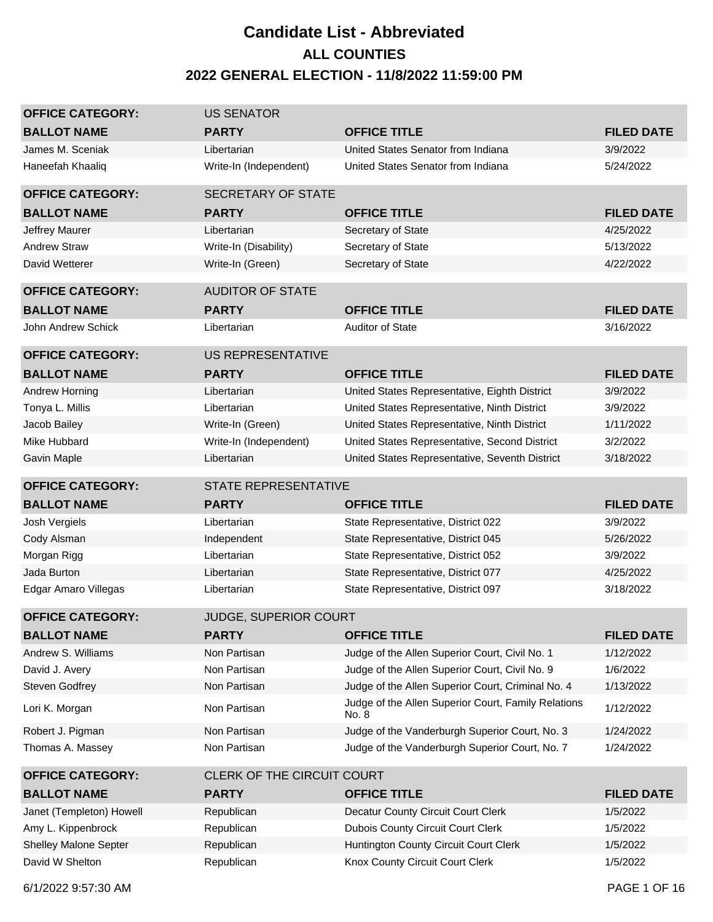# Candidate List - Abbreviated

## ALL COUNTIES

## 2022 GENERAL ELECTION - 11/8/2022 11:59:00 PM

| OFFICE CATEGORY: | US SENATOR | | |
|---|---|---|---|
| **BALLOT NAME** | **PARTY** | **OFFICE TITLE** | **FILED DATE** |
| James M. Sceniak | Libertarian | United States Senator from Indiana | 3/9/2022 |
| Haneefah Khaaliq | Write-In (Independent) | United States Senator from Indiana | 5/24/2022 |

| OFFICE CATEGORY: | SECRETARY OF STATE | | |
|---|---|---|---|
| **BALLOT NAME** | **PARTY** | **OFFICE TITLE** | **FILED DATE** |
| Jeffrey Maurer | Libertarian | Secretary of State | 4/25/2022 |
| Andrew Straw | Write-In (Disability) | Secretary of State | 5/13/2022 |
| David Wetterer | Write-In (Green) | Secretary of State | 4/22/2022 |

| OFFICE CATEGORY: | AUDITOR OF STATE | | |
|---|---|---|---|
| **BALLOT NAME** | **PARTY** | **OFFICE TITLE** | **FILED DATE** |
| John Andrew Schick | Libertarian | Auditor of State | 3/16/2022 |

| OFFICE CATEGORY: | US REPRESENTATIVE | | |
|---|---|---|---|
| **BALLOT NAME** | **PARTY** | **OFFICE TITLE** | **FILED DATE** |
| Andrew Horning | Libertarian | United States Representative, Eighth District | 3/9/2022 |
| Tonya L. Millis | Libertarian | United States Representative, Ninth District | 3/9/2022 |
| Jacob Bailey | Write-In (Green) | United States Representative, Ninth District | 1/11/2022 |
| Mike Hubbard | Write-In (Independent) | United States Representative, Second District | 3/2/2022 |
| Gavin Maple | Libertarian | United States Representative, Seventh District | 3/18/2022 |

| OFFICE CATEGORY: | STATE REPRESENTATIVE | | |
|---|---|---|---|
| **BALLOT NAME** | **PARTY** | **OFFICE TITLE** | **FILED DATE** |
| Josh Vergiels | Libertarian | State Representative, District 022 | 3/9/2022 |
| Cody Alsman | Independent | State Representative, District 045 | 5/26/2022 |
| Morgan Rigg | Libertarian | State Representative, District 052 | 3/9/2022 |
| Jada Burton | Libertarian | State Representative, District 077 | 4/25/2022 |
| Edgar Amaro Villegas | Libertarian | State Representative, District 097 | 3/18/2022 |

| OFFICE CATEGORY: | JUDGE, SUPERIOR COURT | | |
|---|---|---|---|
| **BALLOT NAME** | **PARTY** | **OFFICE TITLE** | **FILED DATE** |
| Andrew S. Williams | Non Partisan | Judge of the Allen Superior Court, Civil No. 1 | 1/12/2022 |
| David J. Avery | Non Partisan | Judge of the Allen Superior Court, Civil No. 9 | 1/6/2022 |
| Steven Godfrey | Non Partisan | Judge of the Allen Superior Court, Criminal No. 4 | 1/13/2022 |
| Lori K. Morgan | Non Partisan | Judge of the Allen Superior Court, Family Relations No. 8 | 1/12/2022 |
| Robert J. Pigman | Non Partisan | Judge of the Vanderburgh Superior Court, No. 3 | 1/24/2022 |
| Thomas A. Massey | Non Partisan | Judge of the Vanderburgh Superior Court, No. 7 | 1/24/2022 |

| OFFICE CATEGORY: | CLERK OF THE CIRCUIT COURT | | |
|---|---|---|---|
| **BALLOT NAME** | **PARTY** | **OFFICE TITLE** | **FILED DATE** |
| Janet (Templeton) Howell | Republican | Decatur County Circuit Court Clerk | 1/5/2022 |
| Amy L. Kippenbrock | Republican | Dubois County Circuit Court Clerk | 1/5/2022 |
| Shelley Malone Septer | Republican | Huntington County Circuit Court Clerk | 1/5/2022 |
| David W Shelton | Republican | Knox County Circuit Court Clerk | 1/5/2022 |

6/1/2022 9:57:30 AM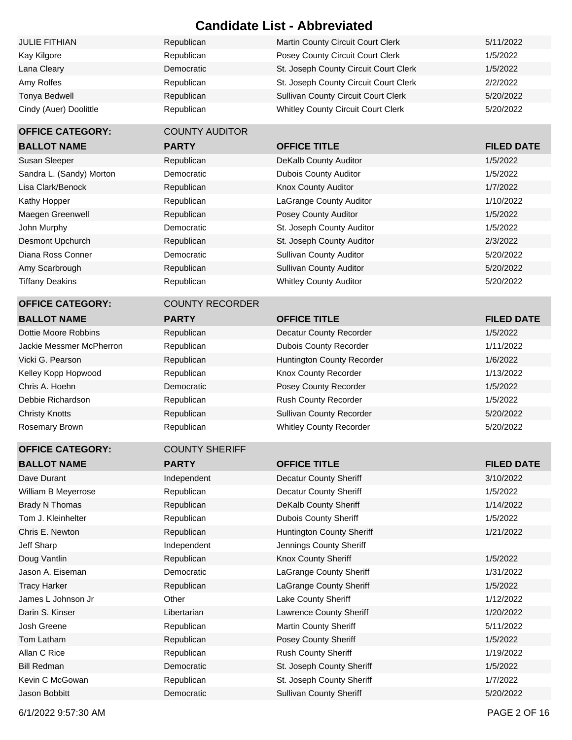# Candidate List - Abbreviated

| BALLOT NAME | PARTY | OFFICE TITLE | FILED DATE |
|---|---|---|---|
| JULIE FITHIAN | Republican | Martin County Circuit Court Clerk | 5/11/2022 |
| Kay Kilgore | Republican | Posey County Circuit Court Clerk | 1/5/2022 |
| Lana Cleary | Democratic | St. Joseph County Circuit Court Clerk | 1/5/2022 |
| Amy Rolfes | Republican | St. Joseph County Circuit Court Clerk | 2/2/2022 |
| Tonya Bedwell | Republican | Sullivan County Circuit Court Clerk | 5/20/2022 |
| Cindy (Auer) Doolittle | Republican | Whitley County Circuit Court Clerk | 5/20/2022 |

**OFFICE CATEGORY:** COUNTY AUDITOR

| BALLOT NAME | PARTY | OFFICE TITLE | FILED DATE |
|---|---|---|---|
| Susan Sleeper | Republican | DeKalb County Auditor | 1/5/2022 |
| Sandra L. (Sandy) Morton | Democratic | Dubois County Auditor | 1/5/2022 |
| Lisa Clark/Benock | Republican | Knox County Auditor | 1/7/2022 |
| Kathy Hopper | Republican | LaGrange County Auditor | 1/10/2022 |
| Maegen Greenwell | Republican | Posey County Auditor | 1/5/2022 |
| John Murphy | Democratic | St. Joseph County Auditor | 1/5/2022 |
| Desmont Upchurch | Republican | St. Joseph County Auditor | 2/3/2022 |
| Diana Ross Conner | Democratic | Sullivan County Auditor | 5/20/2022 |
| Amy Scarbrough | Republican | Sullivan County Auditor | 5/20/2022 |
| Tiffany Deakins | Republican | Whitley County Auditor | 5/20/2022 |

**OFFICE CATEGORY:** COUNTY RECORDER

| BALLOT NAME | PARTY | OFFICE TITLE | FILED DATE |
|---|---|---|---|
| Dottie Moore Robbins | Republican | Decatur County Recorder | 1/5/2022 |
| Jackie Messmer McPherron | Republican | Dubois County Recorder | 1/11/2022 |
| Vicki G. Pearson | Republican | Huntington County Recorder | 1/6/2022 |
| Kelley Kopp Hopwood | Republican | Knox County Recorder | 1/13/2022 |
| Chris A. Hoehn | Democratic | Posey County Recorder | 1/5/2022 |
| Debbie Richardson | Republican | Rush County Recorder | 1/5/2022 |
| Christy Knotts | Republican | Sullivan County Recorder | 5/20/2022 |
| Rosemary Brown | Republican | Whitley County Recorder | 5/20/2022 |

**OFFICE CATEGORY:** COUNTY SHERIFF

| BALLOT NAME | PARTY | OFFICE TITLE | FILED DATE |
|---|---|---|---|
| Dave Durant | Independent | Decatur County Sheriff | 3/10/2022 |
| William B Meyerrose | Republican | Decatur County Sheriff | 1/5/2022 |
| Brady N Thomas | Republican | DeKalb County Sheriff | 1/14/2022 |
| Tom J. Kleinhelter | Republican | Dubois County Sheriff | 1/5/2022 |
| Chris E. Newton | Republican | Huntington County Sheriff | 1/21/2022 |
| Jeff Sharp | Independent | Jennings County Sheriff | |
| Doug Vantlin | Republican | Knox County Sheriff | 1/5/2022 |
| Jason A. Eiseman | Democratic | LaGrange County Sheriff | 1/31/2022 |
| Tracy Harker | Republican | LaGrange County Sheriff | 1/5/2022 |
| James L Johnson Jr | Other | Lake County Sheriff | 1/12/2022 |
| Darin S. Kinser | Libertarian | Lawrence County Sheriff | 1/20/2022 |
| Josh Greene | Republican | Martin County Sheriff | 5/11/2022 |
| Tom Latham | Republican | Posey County Sheriff | 1/5/2022 |
| Allan C Rice | Republican | Rush County Sheriff | 1/19/2022 |
| Bill Redman | Democratic | St. Joseph County Sheriff | 1/5/2022 |
| Kevin C McGowan | Republican | St. Joseph County Sheriff | 1/7/2022 |
| Jason Bobbitt | Democratic | Sullivan County Sheriff | 5/20/2022 |

6/1/2022 9:57:30 AM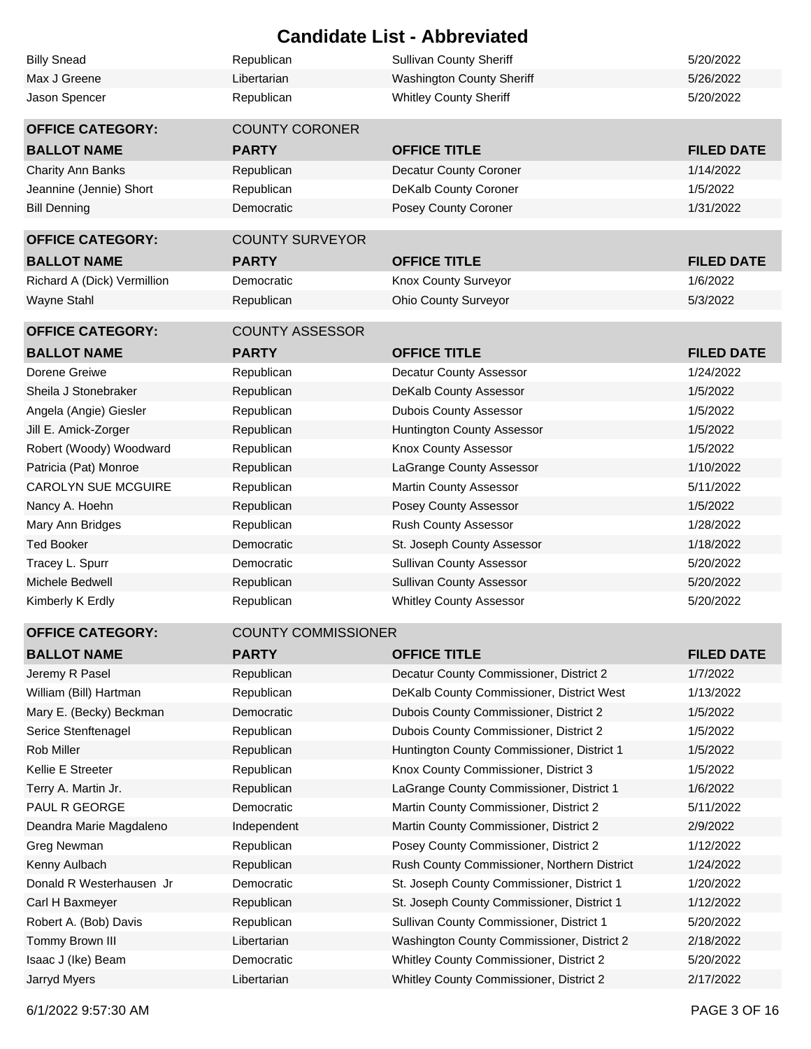# Candidate List - Abbreviated

| BALLOT NAME | PARTY | OFFICE TITLE | FILED DATE |
|---|---|---|---|
| Billy Snead | Republican | Sullivan County Sheriff | 5/20/2022 |
| Max J Greene | Libertarian | Washington County Sheriff | 5/26/2022 |
| Jason Spencer | Republican | Whitley County Sheriff | 5/20/2022 |

**OFFICE CATEGORY:** COUNTY CORONER

| BALLOT NAME | PARTY | OFFICE TITLE | FILED DATE |
|---|---|---|---|
| Charity Ann Banks | Republican | Decatur County Coroner | 1/14/2022 |
| Jeannine (Jennie) Short | Republican | DeKalb County Coroner | 1/5/2022 |
| Bill Denning | Democratic | Posey County Coroner | 1/31/2022 |

**OFFICE CATEGORY:** COUNTY SURVEYOR

| BALLOT NAME | PARTY | OFFICE TITLE | FILED DATE |
|---|---|---|---|
| Richard A (Dick) Vermillion | Democratic | Knox County Surveyor | 1/6/2022 |
| Wayne Stahl | Republican | Ohio County Surveyor | 5/3/2022 |

**OFFICE CATEGORY:** COUNTY ASSESSOR

| BALLOT NAME | PARTY | OFFICE TITLE | FILED DATE |
|---|---|---|---|
| Dorene Greiwe | Republican | Decatur County Assessor | 1/24/2022 |
| Sheila J Stonebraker | Republican | DeKalb County Assessor | 1/5/2022 |
| Angela (Angie) Giesler | Republican | Dubois County Assessor | 1/5/2022 |
| Jill E. Amick-Zorger | Republican | Huntington County Assessor | 1/5/2022 |
| Robert (Woody) Woodward | Republican | Knox County Assessor | 1/5/2022 |
| Patricia (Pat) Monroe | Republican | LaGrange County Assessor | 1/10/2022 |
| CAROLYN SUE MCGUIRE | Republican | Martin County Assessor | 5/11/2022 |
| Nancy A. Hoehn | Republican | Posey County Assessor | 1/5/2022 |
| Mary Ann Bridges | Republican | Rush County Assessor | 1/28/2022 |
| Ted Booker | Democratic | St. Joseph County Assessor | 1/18/2022 |
| Tracey L. Spurr | Democratic | Sullivan County Assessor | 5/20/2022 |
| Michele Bedwell | Republican | Sullivan County Assessor | 5/20/2022 |
| Kimberly K Erdly | Republican | Whitley County Assessor | 5/20/2022 |

**OFFICE CATEGORY:** COUNTY COMMISSIONER

| BALLOT NAME | PARTY | OFFICE TITLE | FILED DATE |
|---|---|---|---|
| Jeremy R Pasel | Republican | Decatur County Commissioner, District 2 | 1/7/2022 |
| William (Bill) Hartman | Republican | DeKalb County Commissioner, District West | 1/13/2022 |
| Mary E. (Becky) Beckman | Democratic | Dubois County Commissioner, District 2 | 1/5/2022 |
| Serice Stenftenagel | Republican | Dubois County Commissioner, District 2 | 1/5/2022 |
| Rob Miller | Republican | Huntington County Commissioner, District 1 | 1/5/2022 |
| Kellie E Streeter | Republican | Knox County Commissioner, District 3 | 1/5/2022 |
| Terry A. Martin Jr. | Republican | LaGrange County Commissioner, District 1 | 1/6/2022 |
| PAUL R GEORGE | Democratic | Martin County Commissioner, District 2 | 5/11/2022 |
| Deandra Marie Magdaleno | Independent | Martin County Commissioner, District 2 | 2/9/2022 |
| Greg Newman | Republican | Posey County Commissioner, District 2 | 1/12/2022 |
| Kenny Aulbach | Republican | Rush County Commissioner, Northern District | 1/24/2022 |
| Donald R Westerhausen Jr | Democratic | St. Joseph County Commissioner, District 1 | 1/20/2022 |
| Carl H Baxmeyer | Republican | St. Joseph County Commissioner, District 1 | 1/12/2022 |
| Robert A. (Bob) Davis | Republican | Sullivan County Commissioner, District 1 | 5/20/2022 |
| Tommy Brown III | Libertarian | Washington County Commissioner, District 2 | 2/18/2022 |
| Isaac J (Ike) Beam | Democratic | Whitley County Commissioner, District 2 | 5/20/2022 |
| Jarryd Myers | Libertarian | Whitley County Commissioner, District 2 | 2/17/2022 |

6/1/2022 9:57:30 AM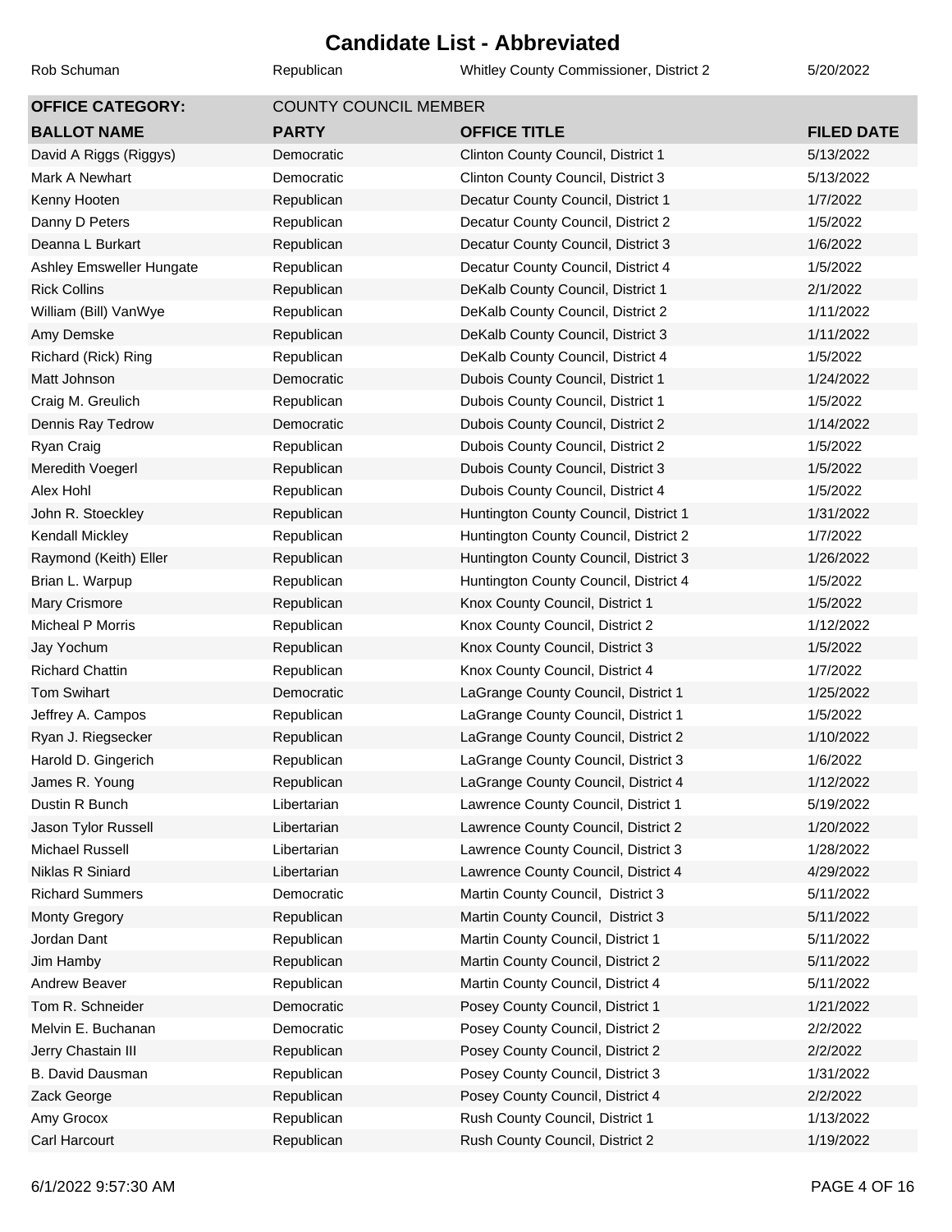# Candidate List - Abbreviated

| | | | |
|---|---|---|---|
| Rob Schuman | Republican | Whitley County Commissioner, District 2 | 5/20/2022 |

**OFFICE CATEGORY:** COUNTY COUNCIL MEMBER

| BALLOT NAME | PARTY | OFFICE TITLE | FILED DATE |
|---|---|---|---|
| David A Riggs (Riggys) | Democratic | Clinton County Council, District 1 | 5/13/2022 |
| Mark A Newhart | Democratic | Clinton County Council, District 3 | 5/13/2022 |
| Kenny Hooten | Republican | Decatur County Council, District 1 | 1/7/2022 |
| Danny D Peters | Republican | Decatur County Council, District 2 | 1/5/2022 |
| Deanna L Burkart | Republican | Decatur County Council, District 3 | 1/6/2022 |
| Ashley Emsweller Hungate | Republican | Decatur County Council, District 4 | 1/5/2022 |
| Rick Collins | Republican | DeKalb County Council, District 1 | 2/1/2022 |
| William (Bill) VanWye | Republican | DeKalb County Council, District 2 | 1/11/2022 |
| Amy Demske | Republican | DeKalb County Council, District 3 | 1/11/2022 |
| Richard (Rick) Ring | Republican | DeKalb County Council, District 4 | 1/5/2022 |
| Matt Johnson | Democratic | Dubois County Council, District 1 | 1/24/2022 |
| Craig M. Greulich | Republican | Dubois County Council, District 1 | 1/5/2022 |
| Dennis Ray Tedrow | Democratic | Dubois County Council, District 2 | 1/14/2022 |
| Ryan Craig | Republican | Dubois County Council, District 2 | 1/5/2022 |
| Meredith Voegerl | Republican | Dubois County Council, District 3 | 1/5/2022 |
| Alex Hohl | Republican | Dubois County Council, District 4 | 1/5/2022 |
| John R. Stoeckley | Republican | Huntington County Council, District 1 | 1/31/2022 |
| Kendall Mickley | Republican | Huntington County Council, District 2 | 1/7/2022 |
| Raymond (Keith) Eller | Republican | Huntington County Council, District 3 | 1/26/2022 |
| Brian L. Warpup | Republican | Huntington County Council, District 4 | 1/5/2022 |
| Mary Crismore | Republican | Knox County Council, District 1 | 1/5/2022 |
| Micheal P Morris | Republican | Knox County Council, District 2 | 1/12/2022 |
| Jay Yochum | Republican | Knox County Council, District 3 | 1/5/2022 |
| Richard Chattin | Republican | Knox County Council, District 4 | 1/7/2022 |
| Tom Swihart | Democratic | LaGrange County Council, District 1 | 1/25/2022 |
| Jeffrey A. Campos | Republican | LaGrange County Council, District 1 | 1/5/2022 |
| Ryan J. Riegsecker | Republican | LaGrange County Council, District 2 | 1/10/2022 |
| Harold D. Gingerich | Republican | LaGrange County Council, District 3 | 1/6/2022 |
| James R. Young | Republican | LaGrange County Council, District 4 | 1/12/2022 |
| Dustin R Bunch | Libertarian | Lawrence County Council, District 1 | 5/19/2022 |
| Jason Tylor Russell | Libertarian | Lawrence County Council, District 2 | 1/20/2022 |
| Michael Russell | Libertarian | Lawrence County Council, District 3 | 1/28/2022 |
| Niklas R Siniard | Libertarian | Lawrence County Council, District 4 | 4/29/2022 |
| Richard Summers | Democratic | Martin County Council,  District 3 | 5/11/2022 |
| Monty Gregory | Republican | Martin County Council,  District 3 | 5/11/2022 |
| Jordan Dant | Republican | Martin County Council, District 1 | 5/11/2022 |
| Jim Hamby | Republican | Martin County Council, District 2 | 5/11/2022 |
| Andrew Beaver | Republican | Martin County Council, District 4 | 5/11/2022 |
| Tom R. Schneider | Democratic | Posey County Council, District 1 | 1/21/2022 |
| Melvin E. Buchanan | Democratic | Posey County Council, District 2 | 2/2/2022 |
| Jerry Chastain III | Republican | Posey County Council, District 2 | 2/2/2022 |
| B. David Dausman | Republican | Posey County Council, District 3 | 1/31/2022 |
| Zack George | Republican | Posey County Council, District 4 | 2/2/2022 |
| Amy Grocox | Republican | Rush County Council, District 1 | 1/13/2022 |
| Carl Harcourt | Republican | Rush County Council, District 2 | 1/19/2022 |

6/1/2022 9:57:30 AM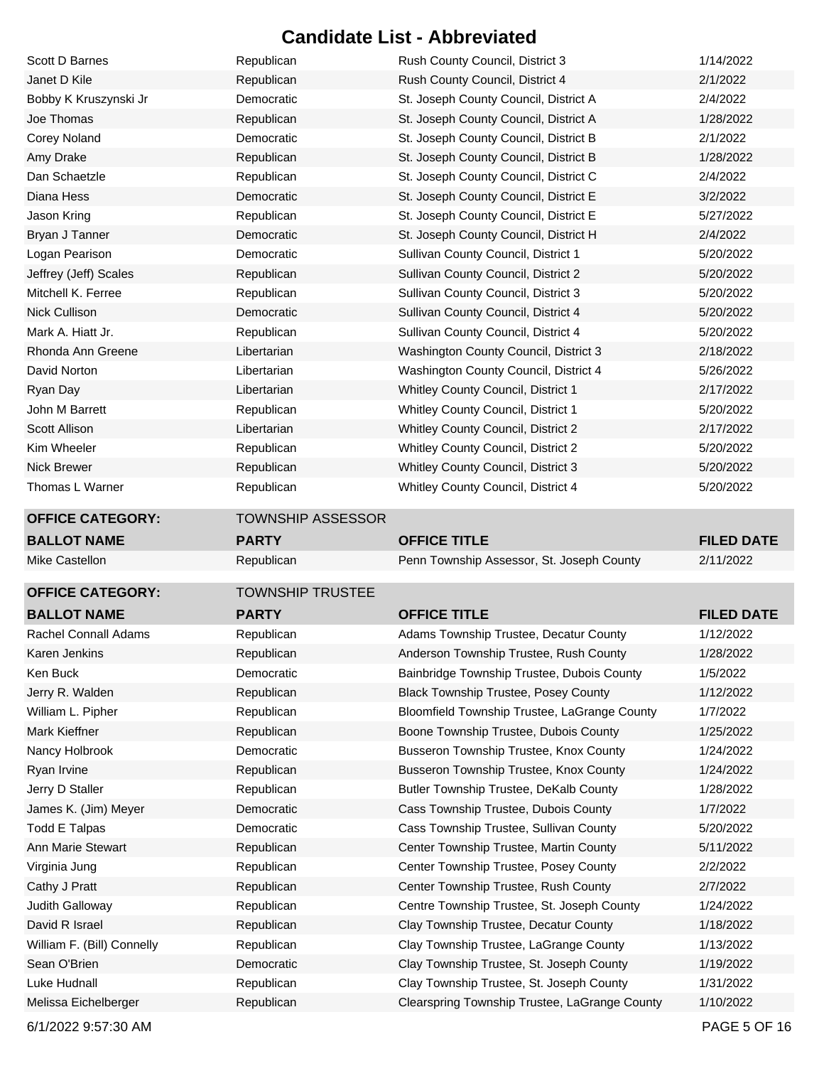# Candidate List - Abbreviated

| | | | |
|---|---|---|---|
| Scott D Barnes | Republican | Rush County Council, District 3 | 1/14/2022 |
| Janet D Kile | Republican | Rush County Council, District 4 | 2/1/2022 |
| Bobby K Kruszynski Jr | Democratic | St. Joseph County Council, District A | 2/4/2022 |
| Joe Thomas | Republican | St. Joseph County Council, District A | 1/28/2022 |
| Corey Noland | Democratic | St. Joseph County Council, District B | 2/1/2022 |
| Amy Drake | Republican | St. Joseph County Council, District B | 1/28/2022 |
| Dan Schaetzle | Republican | St. Joseph County Council, District C | 2/4/2022 |
| Diana Hess | Democratic | St. Joseph County Council, District E | 3/2/2022 |
| Jason Kring | Republican | St. Joseph County Council, District E | 5/27/2022 |
| Bryan J Tanner | Democratic | St. Joseph County Council, District H | 2/4/2022 |
| Logan Pearison | Democratic | Sullivan County Council, District 1 | 5/20/2022 |
| Jeffrey (Jeff) Scales | Republican | Sullivan County Council, District 2 | 5/20/2022 |
| Mitchell K. Ferree | Republican | Sullivan County Council, District 3 | 5/20/2022 |
| Nick Cullison | Democratic | Sullivan County Council, District 4 | 5/20/2022 |
| Mark A. Hiatt Jr. | Republican | Sullivan County Council, District 4 | 5/20/2022 |
| Rhonda Ann Greene | Libertarian | Washington County Council, District 3 | 2/18/2022 |
| David Norton | Libertarian | Washington County Council, District 4 | 5/26/2022 |
| Ryan Day | Libertarian | Whitley County Council, District 1 | 2/17/2022 |
| John M Barrett | Republican | Whitley County Council, District 1 | 5/20/2022 |
| Scott Allison | Libertarian | Whitley County Council, District 2 | 2/17/2022 |
| Kim Wheeler | Republican | Whitley County Council, District 2 | 5/20/2022 |
| Nick Brewer | Republican | Whitley County Council, District 3 | 5/20/2022 |
| Thomas L Warner | Republican | Whitley County Council, District 4 | 5/20/2022 |

**OFFICE CATEGORY:** TOWNSHIP ASSESSOR

| BALLOT NAME | PARTY | OFFICE TITLE | FILED DATE |
|---|---|---|---|
| Mike Castellon | Republican | Penn Township Assessor, St. Joseph County | 2/11/2022 |

**OFFICE CATEGORY:** TOWNSHIP TRUSTEE

| BALLOT NAME | PARTY | OFFICE TITLE | FILED DATE |
|---|---|---|---|
| Rachel Connall Adams | Republican | Adams Township Trustee, Decatur County | 1/12/2022 |
| Karen Jenkins | Republican | Anderson Township Trustee, Rush County | 1/28/2022 |
| Ken Buck | Democratic | Bainbridge Township Trustee, Dubois County | 1/5/2022 |
| Jerry R. Walden | Republican | Black Township Trustee, Posey County | 1/12/2022 |
| William L. Pipher | Republican | Bloomfield Township Trustee, LaGrange County | 1/7/2022 |
| Mark Kieffner | Republican | Boone Township Trustee, Dubois County | 1/25/2022 |
| Nancy Holbrook | Democratic | Busseron Township Trustee, Knox County | 1/24/2022 |
| Ryan Irvine | Republican | Busseron Township Trustee, Knox County | 1/24/2022 |
| Jerry D Staller | Republican | Butler Township Trustee, DeKalb County | 1/28/2022 |
| James K. (Jim) Meyer | Democratic | Cass Township Trustee, Dubois County | 1/7/2022 |
| Todd E Talpas | Democratic | Cass Township Trustee, Sullivan County | 5/20/2022 |
| Ann Marie Stewart | Republican | Center Township Trustee, Martin County | 5/11/2022 |
| Virginia Jung | Republican | Center Township Trustee, Posey County | 2/2/2022 |
| Cathy J Pratt | Republican | Center Township Trustee, Rush County | 2/7/2022 |
| Judith Galloway | Republican | Centre Township Trustee, St. Joseph County | 1/24/2022 |
| David R Israel | Republican | Clay Township Trustee, Decatur County | 1/18/2022 |
| William F. (Bill) Connelly | Republican | Clay Township Trustee, LaGrange County | 1/13/2022 |
| Sean O'Brien | Democratic | Clay Township Trustee, St. Joseph County | 1/19/2022 |
| Luke Hudnall | Republican | Clay Township Trustee, St. Joseph County | 1/31/2022 |
| Melissa Eichelberger | Republican | Clearspring Township Trustee, LaGrange County | 1/10/2022 |

6/1/2022 9:57:30 AM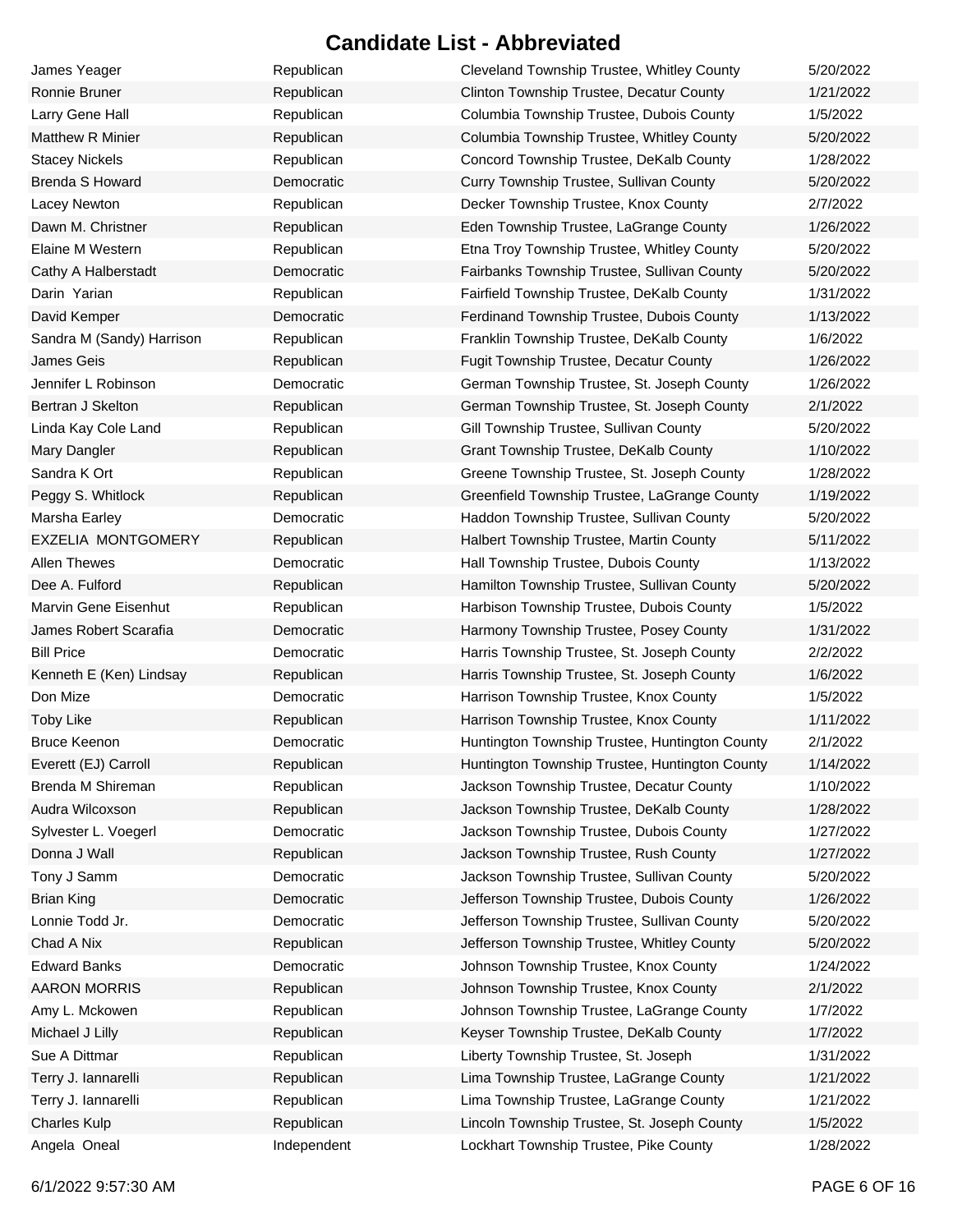# Candidate List - Abbreviated

| | | | |
|---|---|---|---|
| James Yeager | Republican | Cleveland Township Trustee, Whitley County | 5/20/2022 |
| Ronnie Bruner | Republican | Clinton Township Trustee, Decatur County | 1/21/2022 |
| Larry Gene Hall | Republican | Columbia Township Trustee, Dubois County | 1/5/2022 |
| Matthew R Minier | Republican | Columbia Township Trustee, Whitley County | 5/20/2022 |
| Stacey Nickels | Republican | Concord Township Trustee, DeKalb County | 1/28/2022 |
| Brenda S Howard | Democratic | Curry Township Trustee, Sullivan County | 5/20/2022 |
| Lacey Newton | Republican | Decker Township Trustee, Knox County | 2/7/2022 |
| Dawn M. Christner | Republican | Eden Township Trustee, LaGrange County | 1/26/2022 |
| Elaine M Western | Republican | Etna Troy Township Trustee, Whitley County | 5/20/2022 |
| Cathy A Halberstadt | Democratic | Fairbanks Township Trustee, Sullivan County | 5/20/2022 |
| Darin Yarian | Republican | Fairfield Township Trustee, DeKalb County | 1/31/2022 |
| David Kemper | Democratic | Ferdinand Township Trustee, Dubois County | 1/13/2022 |
| Sandra M (Sandy) Harrison | Republican | Franklin Township Trustee, DeKalb County | 1/6/2022 |
| James Geis | Republican | Fugit Township Trustee, Decatur County | 1/26/2022 |
| Jennifer L Robinson | Democratic | German Township Trustee, St. Joseph County | 1/26/2022 |
| Bertran J Skelton | Republican | German Township Trustee, St. Joseph County | 2/1/2022 |
| Linda Kay Cole Land | Republican | Gill Township Trustee, Sullivan County | 5/20/2022 |
| Mary Dangler | Republican | Grant Township Trustee, DeKalb County | 1/10/2022 |
| Sandra K Ort | Republican | Greene Township Trustee, St. Joseph County | 1/28/2022 |
| Peggy S. Whitlock | Republican | Greenfield Township Trustee, LaGrange County | 1/19/2022 |
| Marsha Earley | Democratic | Haddon Township Trustee, Sullivan County | 5/20/2022 |
| EXZELIA MONTGOMERY | Republican | Halbert Township Trustee, Martin County | 5/11/2022 |
| Allen Thewes | Democratic | Hall Township Trustee, Dubois County | 1/13/2022 |
| Dee A. Fulford | Republican | Hamilton Township Trustee, Sullivan County | 5/20/2022 |
| Marvin Gene Eisenhut | Republican | Harbison Township Trustee, Dubois County | 1/5/2022 |
| James Robert Scarafia | Democratic | Harmony Township Trustee, Posey County | 1/31/2022 |
| Bill Price | Democratic | Harris Township Trustee, St. Joseph County | 2/2/2022 |
| Kenneth E (Ken) Lindsay | Republican | Harris Township Trustee, St. Joseph County | 1/6/2022 |
| Don Mize | Democratic | Harrison Township Trustee, Knox County | 1/5/2022 |
| Toby Like | Republican | Harrison Township Trustee, Knox County | 1/11/2022 |
| Bruce Keenon | Democratic | Huntington Township Trustee, Huntington County | 2/1/2022 |
| Everett (EJ) Carroll | Republican | Huntington Township Trustee, Huntington County | 1/14/2022 |
| Brenda M Shireman | Republican | Jackson Township Trustee, Decatur County | 1/10/2022 |
| Audra Wilcoxson | Republican | Jackson Township Trustee, DeKalb County | 1/28/2022 |
| Sylvester L. Voegerl | Democratic | Jackson Township Trustee, Dubois County | 1/27/2022 |
| Donna J Wall | Republican | Jackson Township Trustee, Rush County | 1/27/2022 |
| Tony J Samm | Democratic | Jackson Township Trustee, Sullivan County | 5/20/2022 |
| Brian King | Democratic | Jefferson Township Trustee, Dubois County | 1/26/2022 |
| Lonnie Todd Jr. | Democratic | Jefferson Township Trustee, Sullivan County | 5/20/2022 |
| Chad A Nix | Republican | Jefferson Township Trustee, Whitley County | 5/20/2022 |
| Edward Banks | Democratic | Johnson Township Trustee, Knox County | 1/24/2022 |
| AARON MORRIS | Republican | Johnson Township Trustee, Knox County | 2/1/2022 |
| Amy L. Mckowen | Republican | Johnson Township Trustee, LaGrange County | 1/7/2022 |
| Michael J Lilly | Republican | Keyser Township Trustee, DeKalb County | 1/7/2022 |
| Sue A Dittmar | Republican | Liberty Township Trustee, St. Joseph | 1/31/2022 |
| Terry J. Iannarelli | Republican | Lima Township Trustee, LaGrange County | 1/21/2022 |
| Terry J. Iannarelli | Republican | Lima Township Trustee, LaGrange County | 1/21/2022 |
| Charles Kulp | Republican | Lincoln Township Trustee, St. Joseph County | 1/5/2022 |
| Angela Oneal | Independent | Lockhart Township Trustee, Pike County | 1/28/2022 |

6/1/2022 9:57:30 AM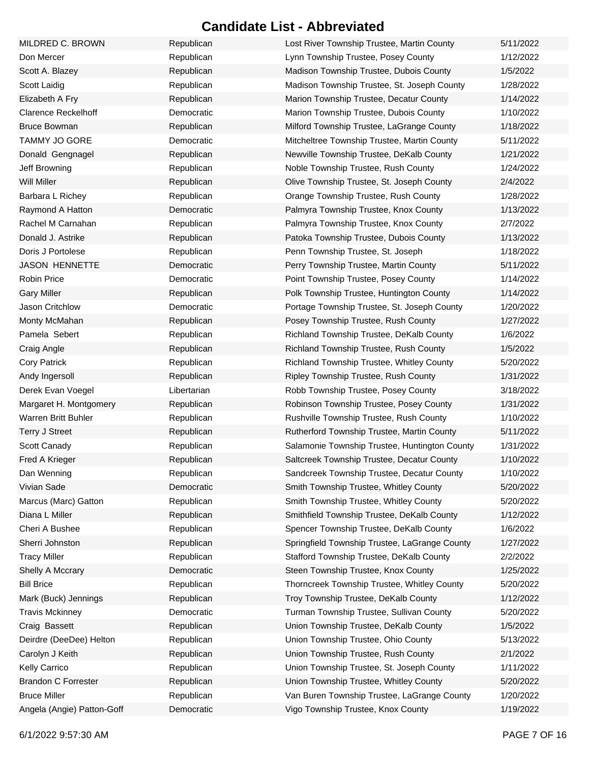# Candidate List - Abbreviated

| | | | |
|---|---|---|---|
| MILDRED C. BROWN | Republican | Lost River Township Trustee, Martin County | 5/11/2022 |
| Don Mercer | Republican | Lynn Township Trustee, Posey County | 1/12/2022 |
| Scott A. Blazey | Republican | Madison Township Trustee, Dubois County | 1/5/2022 |
| Scott Laidig | Republican | Madison Township Trustee, St. Joseph County | 1/28/2022 |
| Elizabeth A Fry | Republican | Marion Township Trustee, Decatur County | 1/14/2022 |
| Clarence Reckelhoff | Democratic | Marion Township Trustee, Dubois County | 1/10/2022 |
| Bruce Bowman | Republican | Milford Township Trustee, LaGrange County | 1/18/2022 |
| TAMMY JO GORE | Democratic | Mitcheltree Township Trustee, Martin County | 5/11/2022 |
| Donald Gengnagel | Republican | Newville Township Trustee, DeKalb County | 1/21/2022 |
| Jeff Browning | Republican | Noble Township Trustee, Rush County | 1/24/2022 |
| Will Miller | Republican | Olive Township Trustee, St. Joseph County | 2/4/2022 |
| Barbara L Richey | Republican | Orange Township Trustee, Rush County | 1/28/2022 |
| Raymond A Hatton | Democratic | Palmyra Township Trustee, Knox County | 1/13/2022 |
| Rachel M Carnahan | Republican | Palmyra Township Trustee, Knox County | 2/7/2022 |
| Donald J. Astrike | Republican | Patoka Township Trustee, Dubois County | 1/13/2022 |
| Doris J Portolese | Republican | Penn Township Trustee, St. Joseph | 1/18/2022 |
| JASON HENNETTE | Democratic | Perry Township Trustee, Martin County | 5/11/2022 |
| Robin Price | Democratic | Point Township Trustee, Posey County | 1/14/2022 |
| Gary Miller | Republican | Polk Township Trustee, Huntington County | 1/14/2022 |
| Jason Critchlow | Democratic | Portage Township Trustee, St. Joseph County | 1/20/2022 |
| Monty McMahan | Republican | Posey Township Trustee, Rush County | 1/27/2022 |
| Pamela Sebert | Republican | Richland Township Trustee, DeKalb County | 1/6/2022 |
| Craig Angle | Republican | Richland Township Trustee, Rush County | 1/5/2022 |
| Cory Patrick | Republican | Richland Township Trustee, Whitley County | 5/20/2022 |
| Andy Ingersoll | Republican | Ripley Township Trustee, Rush County | 1/31/2022 |
| Derek Evan Voegel | Libertarian | Robb Township Trustee, Posey County | 3/18/2022 |
| Margaret H. Montgomery | Republican | Robinson Township Trustee, Posey County | 1/31/2022 |
| Warren Britt Buhler | Republican | Rushville Township Trustee, Rush County | 1/10/2022 |
| Terry J Street | Republican | Rutherford Township Trustee, Martin County | 5/11/2022 |
| Scott Canady | Republican | Salamonie Township Trustee, Huntington County | 1/31/2022 |
| Fred A Krieger | Republican | Saltcreek Township Trustee, Decatur County | 1/10/2022 |
| Dan Wenning | Republican | Sandcreek Township Trustee, Decatur County | 1/10/2022 |
| Vivian Sade | Democratic | Smith Township Trustee, Whitley County | 5/20/2022 |
| Marcus (Marc) Gatton | Republican | Smith Township Trustee, Whitley County | 5/20/2022 |
| Diana L Miller | Republican | Smithfield Township Trustee, DeKalb County | 1/12/2022 |
| Cheri A Bushee | Republican | Spencer Township Trustee, DeKalb County | 1/6/2022 |
| Sherri Johnston | Republican | Springfield Township Trustee, LaGrange County | 1/27/2022 |
| Tracy Miller | Republican | Stafford Township Trustee, DeKalb County | 2/2/2022 |
| Shelly A Mccrary | Democratic | Steen Township Trustee, Knox County | 1/25/2022 |
| Bill Brice | Republican | Thorncreek Township Trustee, Whitley County | 5/20/2022 |
| Mark (Buck) Jennings | Republican | Troy Township Trustee, DeKalb County | 1/12/2022 |
| Travis Mckinney | Democratic | Turman Township Trustee, Sullivan County | 5/20/2022 |
| Craig Bassett | Republican | Union Township Trustee, DeKalb County | 1/5/2022 |
| Deirdre (DeeDee) Helton | Republican | Union Township Trustee, Ohio County | 5/13/2022 |
| Carolyn J Keith | Republican | Union Township Trustee, Rush County | 2/1/2022 |
| Kelly Carrico | Republican | Union Township Trustee, St. Joseph County | 1/11/2022 |
| Brandon C Forrester | Republican | Union Township Trustee, Whitley County | 5/20/2022 |
| Bruce Miller | Republican | Van Buren Township Trustee, LaGrange County | 1/20/2022 |
| Angela (Angie) Patton-Goff | Democratic | Vigo Township Trustee, Knox County | 1/19/2022 |

6/1/2022 9:57:30 AM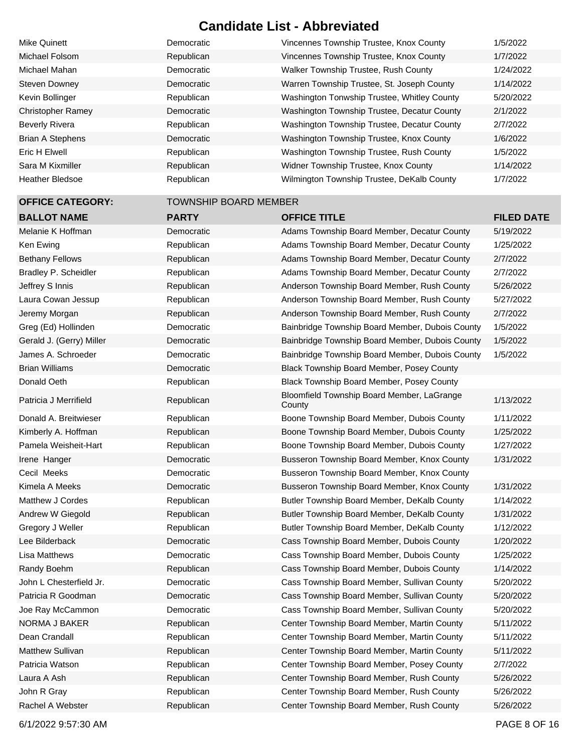# Candidate List - Abbreviated

| | | | |
|---|---|---|---|
| Mike Quinett | Democratic | Vincennes Township Trustee, Knox County | 1/5/2022 |
| Michael Folsom | Republican | Vincennes Township Trustee, Knox County | 1/7/2022 |
| Michael Mahan | Democratic | Walker Township Trustee, Rush County | 1/24/2022 |
| Steven Downey | Democratic | Warren Township Trustee, St. Joseph County | 1/14/2022 |
| Kevin Bollinger | Republican | Washington Tonwship Trustee, Whitley County | 5/20/2022 |
| Christopher Ramey | Democratic | Washington Township Trustee, Decatur County | 2/1/2022 |
| Beverly Rivera | Republican | Washington Township Trustee, Decatur County | 2/7/2022 |
| Brian A Stephens | Democratic | Washington Township Trustee, Knox County | 1/6/2022 |
| Eric H Elwell | Republican | Washington Township Trustee, Rush County | 1/5/2022 |
| Sara M Kixmiller | Republican | Widner Township Trustee, Knox County | 1/14/2022 |
| Heather Bledsoe | Republican | Wilmington Township Trustee, DeKalb County | 1/7/2022 |

**OFFICE CATEGORY:** TOWNSHIP BOARD MEMBER

| BALLOT NAME | PARTY | OFFICE TITLE | FILED DATE |
|---|---|---|---|
| Melanie K Hoffman | Democratic | Adams Township Board Member, Decatur County | 5/19/2022 |
| Ken Ewing | Republican | Adams Township Board Member, Decatur County | 1/25/2022 |
| Bethany Fellows | Republican | Adams Township Board Member, Decatur County | 2/7/2022 |
| Bradley P. Scheidler | Republican | Adams Township Board Member, Decatur County | 2/7/2022 |
| Jeffrey S Innis | Republican | Anderson Township Board Member, Rush County | 5/26/2022 |
| Laura Cowan Jessup | Republican | Anderson Township Board Member, Rush County | 5/27/2022 |
| Jeremy Morgan | Republican | Anderson Township Board Member, Rush County | 2/7/2022 |
| Greg (Ed) Hollinden | Democratic | Bainbridge Township Board Member, Dubois County | 1/5/2022 |
| Gerald J. (Gerry) Miller | Democratic | Bainbridge Township Board Member, Dubois County | 1/5/2022 |
| James A. Schroeder | Democratic | Bainbridge Township Board Member, Dubois County | 1/5/2022 |
| Brian Williams | Democratic | Black Township Board Member, Posey County | |
| Donald Oeth | Republican | Black Township Board Member, Posey County | |
| Patricia J Merrifield | Republican | Bloomfield Township Board Member, LaGrange County | 1/13/2022 |
| Donald A. Breitwieser | Republican | Boone Township Board Member, Dubois County | 1/11/2022 |
| Kimberly A. Hoffman | Republican | Boone Township Board Member, Dubois County | 1/25/2022 |
| Pamela Weisheit-Hart | Republican | Boone Township Board Member, Dubois County | 1/27/2022 |
| Irene Hanger | Democratic | Busseron Township Board Member, Knox County | 1/31/2022 |
| Cecil Meeks | Democratic | Busseron Township Board Member, Knox County | |
| Kimela A Meeks | Democratic | Busseron Township Board Member, Knox County | 1/31/2022 |
| Matthew J Cordes | Republican | Butler Township Board Member, DeKalb County | 1/14/2022 |
| Andrew W Giegold | Republican | Butler Township Board Member, DeKalb County | 1/31/2022 |
| Gregory J Weller | Republican | Butler Township Board Member, DeKalb County | 1/12/2022 |
| Lee Bilderback | Democratic | Cass Township Board Member, Dubois County | 1/20/2022 |
| Lisa Matthews | Democratic | Cass Township Board Member, Dubois County | 1/25/2022 |
| Randy Boehm | Republican | Cass Township Board Member, Dubois County | 1/14/2022 |
| John L Chesterfield Jr. | Democratic | Cass Township Board Member, Sullivan County | 5/20/2022 |
| Patricia R Goodman | Democratic | Cass Township Board Member, Sullivan County | 5/20/2022 |
| Joe Ray McCammon | Democratic | Cass Township Board Member, Sullivan County | 5/20/2022 |
| NORMA J BAKER | Republican | Center Township Board Member, Martin County | 5/11/2022 |
| Dean Crandall | Republican | Center Township Board Member, Martin County | 5/11/2022 |
| Matthew Sullivan | Republican | Center Township Board Member, Martin County | 5/11/2022 |
| Patricia Watson | Republican | Center Township Board Member, Posey County | 2/7/2022 |
| Laura A Ash | Republican | Center Township Board Member, Rush County | 5/26/2022 |
| John R Gray | Republican | Center Township Board Member, Rush County | 5/26/2022 |
| Rachel A Webster | Republican | Center Township Board Member, Rush County | 5/26/2022 |

6/1/2022 9:57:30 AM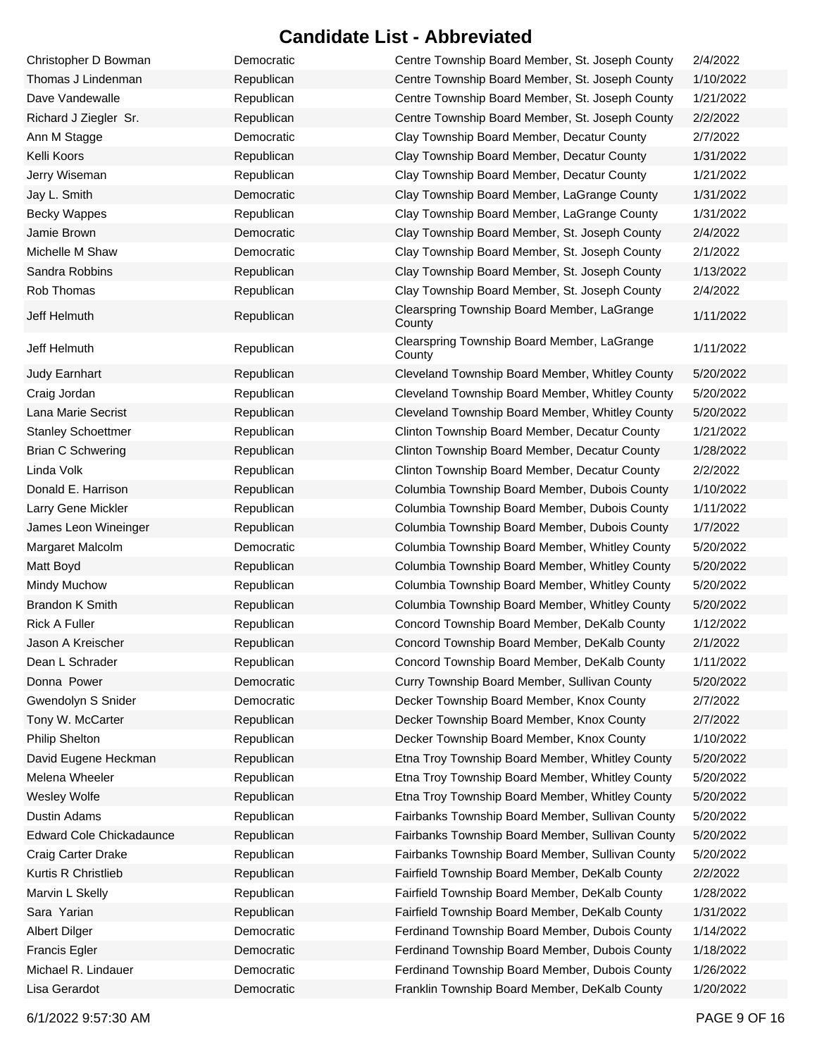# Candidate List - Abbreviated

| | | | |
|---|---|---|---|
| Christopher D Bowman | Democratic | Centre Township Board Member, St. Joseph County | 2/4/2022 |
| Thomas J Lindenman | Republican | Centre Township Board Member, St. Joseph County | 1/10/2022 |
| Dave Vandewalle | Republican | Centre Township Board Member, St. Joseph County | 1/21/2022 |
| Richard J Ziegler Sr. | Republican | Centre Township Board Member, St. Joseph County | 2/2/2022 |
| Ann M Stagge | Democratic | Clay Township Board Member, Decatur County | 2/7/2022 |
| Kelli Koors | Republican | Clay Township Board Member, Decatur County | 1/31/2022 |
| Jerry Wiseman | Republican | Clay Township Board Member, Decatur County | 1/21/2022 |
| Jay L. Smith | Democratic | Clay Township Board Member, LaGrange County | 1/31/2022 |
| Becky Wappes | Republican | Clay Township Board Member, LaGrange County | 1/31/2022 |
| Jamie Brown | Democratic | Clay Township Board Member, St. Joseph County | 2/4/2022 |
| Michelle M Shaw | Democratic | Clay Township Board Member, St. Joseph County | 2/1/2022 |
| Sandra Robbins | Republican | Clay Township Board Member, St. Joseph County | 1/13/2022 |
| Rob Thomas | Republican | Clay Township Board Member, St. Joseph County | 2/4/2022 |
| Jeff Helmuth | Republican | Clearspring Township Board Member, LaGrange County | 1/11/2022 |
| Jeff Helmuth | Republican | Clearspring Township Board Member, LaGrange County | 1/11/2022 |
| Judy Earnhart | Republican | Cleveland Township Board Member, Whitley County | 5/20/2022 |
| Craig Jordan | Republican | Cleveland Township Board Member, Whitley County | 5/20/2022 |
| Lana Marie Secrist | Republican | Cleveland Township Board Member, Whitley County | 5/20/2022 |
| Stanley Schoettmer | Republican | Clinton Township Board Member, Decatur County | 1/21/2022 |
| Brian C Schwering | Republican | Clinton Township Board Member, Decatur County | 1/28/2022 |
| Linda Volk | Republican | Clinton Township Board Member, Decatur County | 2/2/2022 |
| Donald E. Harrison | Republican | Columbia Township Board Member, Dubois County | 1/10/2022 |
| Larry Gene Mickler | Republican | Columbia Township Board Member, Dubois County | 1/11/2022 |
| James Leon Wineinger | Republican | Columbia Township Board Member, Dubois County | 1/7/2022 |
| Margaret Malcolm | Democratic | Columbia Township Board Member, Whitley County | 5/20/2022 |
| Matt Boyd | Republican | Columbia Township Board Member, Whitley County | 5/20/2022 |
| Mindy Muchow | Republican | Columbia Township Board Member, Whitley County | 5/20/2022 |
| Brandon K Smith | Republican | Columbia Township Board Member, Whitley County | 5/20/2022 |
| Rick A Fuller | Republican | Concord Township Board Member, DeKalb County | 1/12/2022 |
| Jason A Kreischer | Republican | Concord Township Board Member, DeKalb County | 2/1/2022 |
| Dean L Schrader | Republican | Concord Township Board Member, DeKalb County | 1/11/2022 |
| Donna Power | Democratic | Curry Township Board Member, Sullivan County | 5/20/2022 |
| Gwendolyn S Snider | Democratic | Decker Township Board Member, Knox County | 2/7/2022 |
| Tony W. McCarter | Republican | Decker Township Board Member, Knox County | 2/7/2022 |
| Philip Shelton | Republican | Decker Township Board Member, Knox County | 1/10/2022 |
| David Eugene Heckman | Republican | Etna Troy Township Board Member, Whitley County | 5/20/2022 |
| Melena Wheeler | Republican | Etna Troy Township Board Member, Whitley County | 5/20/2022 |
| Wesley Wolfe | Republican | Etna Troy Township Board Member, Whitley County | 5/20/2022 |
| Dustin Adams | Republican | Fairbanks Township Board Member, Sullivan County | 5/20/2022 |
| Edward Cole Chickadaunce | Republican | Fairbanks Township Board Member, Sullivan County | 5/20/2022 |
| Craig Carter Drake | Republican | Fairbanks Township Board Member, Sullivan County | 5/20/2022 |
| Kurtis R Christlieb | Republican | Fairfield Township Board Member, DeKalb County | 2/2/2022 |
| Marvin L Skelly | Republican | Fairfield Township Board Member, DeKalb County | 1/28/2022 |
| Sara Yarian | Republican | Fairfield Township Board Member, DeKalb County | 1/31/2022 |
| Albert Dilger | Democratic | Ferdinand Township Board Member, Dubois County | 1/14/2022 |
| Francis Egler | Democratic | Ferdinand Township Board Member, Dubois County | 1/18/2022 |
| Michael R. Lindauer | Democratic | Ferdinand Township Board Member, Dubois County | 1/26/2022 |
| Lisa Gerardot | Democratic | Franklin Township Board Member, DeKalb County | 1/20/2022 |

6/1/2022 9:57:30 AM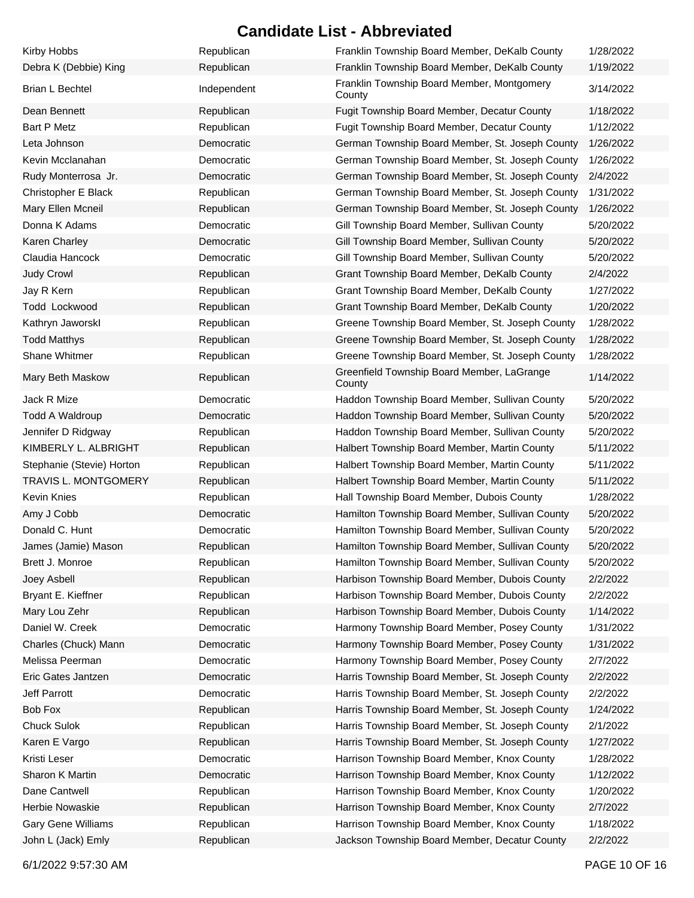# Candidate List - Abbreviated

| | | | |
|---|---|---|---|
| Kirby Hobbs | Republican | Franklin Township Board Member, DeKalb County | 1/28/2022 |
| Debra K (Debbie) King | Republican | Franklin Township Board Member, DeKalb County | 1/19/2022 |
| Brian L Bechtel | Independent | Franklin Township Board Member, Montgomery County | 3/14/2022 |
| Dean Bennett | Republican | Fugit Township Board Member, Decatur County | 1/18/2022 |
| Bart P Metz | Republican | Fugit Township Board Member, Decatur County | 1/12/2022 |
| Leta Johnson | Democratic | German Township Board Member, St. Joseph County | 1/26/2022 |
| Kevin Mcclanahan | Democratic | German Township Board Member, St. Joseph County | 1/26/2022 |
| Rudy Monterrosa Jr. | Democratic | German Township Board Member, St. Joseph County | 2/4/2022 |
| Christopher E Black | Republican | German Township Board Member, St. Joseph County | 1/31/2022 |
| Mary Ellen Mcneil | Republican | German Township Board Member, St. Joseph County | 1/26/2022 |
| Donna K Adams | Democratic | Gill Township Board Member, Sullivan County | 5/20/2022 |
| Karen Charley | Democratic | Gill Township Board Member, Sullivan County | 5/20/2022 |
| Claudia Hancock | Democratic | Gill Township Board Member, Sullivan County | 5/20/2022 |
| Judy Crowl | Republican | Grant Township Board Member, DeKalb County | 2/4/2022 |
| Jay R Kern | Republican | Grant Township Board Member, DeKalb County | 1/27/2022 |
| Todd Lockwood | Republican | Grant Township Board Member, DeKalb County | 1/20/2022 |
| Kathryn JaworskI | Republican | Greene Township Board Member, St. Joseph County | 1/28/2022 |
| Todd Matthys | Republican | Greene Township Board Member, St. Joseph County | 1/28/2022 |
| Shane Whitmer | Republican | Greene Township Board Member, St. Joseph County | 1/28/2022 |
| Mary Beth Maskow | Republican | Greenfield Township Board Member, LaGrange County | 1/14/2022 |
| Jack R Mize | Democratic | Haddon Township Board Member, Sullivan County | 5/20/2022 |
| Todd A Waldroup | Democratic | Haddon Township Board Member, Sullivan County | 5/20/2022 |
| Jennifer D Ridgway | Republican | Haddon Township Board Member, Sullivan County | 5/20/2022 |
| KIMBERLY L. ALBRIGHT | Republican | Halbert Township Board Member, Martin County | 5/11/2022 |
| Stephanie (Stevie) Horton | Republican | Halbert Township Board Member, Martin County | 5/11/2022 |
| TRAVIS L. MONTGOMERY | Republican | Halbert Township Board Member, Martin County | 5/11/2022 |
| Kevin Knies | Republican | Hall Township Board Member, Dubois County | 1/28/2022 |
| Amy J Cobb | Democratic | Hamilton Township Board Member, Sullivan County | 5/20/2022 |
| Donald C. Hunt | Democratic | Hamilton Township Board Member, Sullivan County | 5/20/2022 |
| James (Jamie) Mason | Republican | Hamilton Township Board Member, Sullivan County | 5/20/2022 |
| Brett J. Monroe | Republican | Hamilton Township Board Member, Sullivan County | 5/20/2022 |
| Joey Asbell | Republican | Harbison Township Board Member, Dubois County | 2/2/2022 |
| Bryant E. Kieffner | Republican | Harbison Township Board Member, Dubois County | 2/2/2022 |
| Mary Lou Zehr | Republican | Harbison Township Board Member, Dubois County | 1/14/2022 |
| Daniel W. Creek | Democratic | Harmony Township Board Member, Posey County | 1/31/2022 |
| Charles (Chuck) Mann | Democratic | Harmony Township Board Member, Posey County | 1/31/2022 |
| Melissa Peerman | Democratic | Harmony Township Board Member, Posey County | 2/7/2022 |
| Eric Gates Jantzen | Democratic | Harris Township Board Member, St. Joseph County | 2/2/2022 |
| Jeff Parrott | Democratic | Harris Township Board Member, St. Joseph County | 2/2/2022 |
| Bob Fox | Republican | Harris Township Board Member, St. Joseph County | 1/24/2022 |
| Chuck Sulok | Republican | Harris Township Board Member, St. Joseph County | 2/1/2022 |
| Karen E Vargo | Republican | Harris Township Board Member, St. Joseph County | 1/27/2022 |
| Kristi Leser | Democratic | Harrison Township Board Member, Knox County | 1/28/2022 |
| Sharon K Martin | Democratic | Harrison Township Board Member, Knox County | 1/12/2022 |
| Dane Cantwell | Republican | Harrison Township Board Member, Knox County | 1/20/2022 |
| Herbie Nowaskie | Republican | Harrison Township Board Member, Knox County | 2/7/2022 |
| Gary Gene Williams | Republican | Harrison Township Board Member, Knox County | 1/18/2022 |
| John L (Jack) Emly | Republican | Jackson Township Board Member, Decatur County | 2/2/2022 |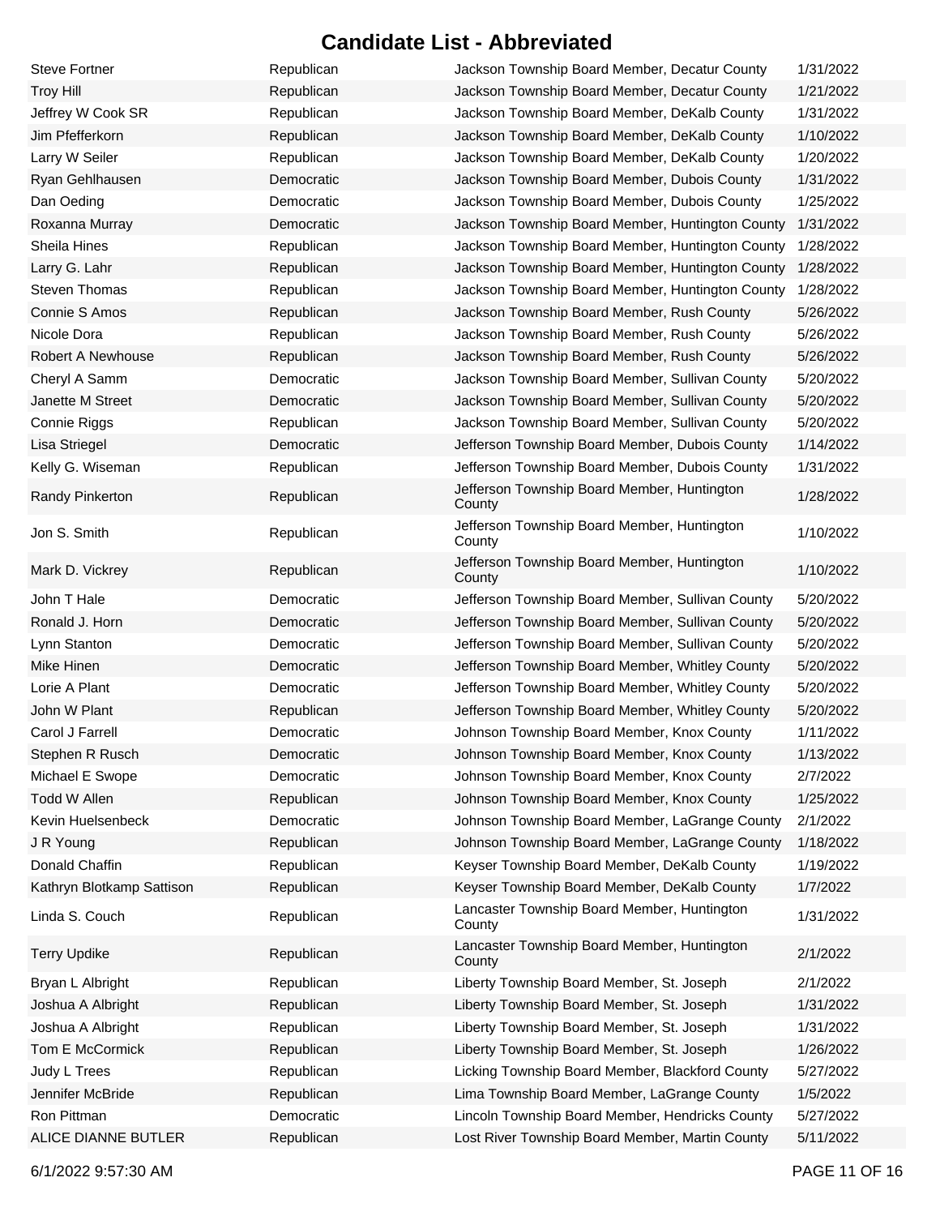# Candidate List - Abbreviated

| | | | |
|---|---|---|---|
| Steve Fortner | Republican | Jackson Township Board Member, Decatur County | 1/31/2022 |
| Troy Hill | Republican | Jackson Township Board Member, Decatur County | 1/21/2022 |
| Jeffrey W Cook SR | Republican | Jackson Township Board Member, DeKalb County | 1/31/2022 |
| Jim Pfefferkorn | Republican | Jackson Township Board Member, DeKalb County | 1/10/2022 |
| Larry W Seiler | Republican | Jackson Township Board Member, DeKalb County | 1/20/2022 |
| Ryan Gehlhausen | Democratic | Jackson Township Board Member, Dubois County | 1/31/2022 |
| Dan Oeding | Democratic | Jackson Township Board Member, Dubois County | 1/25/2022 |
| Roxanna Murray | Democratic | Jackson Township Board Member, Huntington County | 1/31/2022 |
| Sheila Hines | Republican | Jackson Township Board Member, Huntington County | 1/28/2022 |
| Larry G. Lahr | Republican | Jackson Township Board Member, Huntington County | 1/28/2022 |
| Steven Thomas | Republican | Jackson Township Board Member, Huntington County | 1/28/2022 |
| Connie S Amos | Republican | Jackson Township Board Member, Rush County | 5/26/2022 |
| Nicole Dora | Republican | Jackson Township Board Member, Rush County | 5/26/2022 |
| Robert A Newhouse | Republican | Jackson Township Board Member, Rush County | 5/26/2022 |
| Cheryl A Samm | Democratic | Jackson Township Board Member, Sullivan County | 5/20/2022 |
| Janette M Street | Democratic | Jackson Township Board Member, Sullivan County | 5/20/2022 |
| Connie Riggs | Republican | Jackson Township Board Member, Sullivan County | 5/20/2022 |
| Lisa Striegel | Democratic | Jefferson Township Board Member, Dubois County | 1/14/2022 |
| Kelly G. Wiseman | Republican | Jefferson Township Board Member, Dubois County | 1/31/2022 |
| Randy Pinkerton | Republican | Jefferson Township Board Member, Huntington County | 1/28/2022 |
| Jon S. Smith | Republican | Jefferson Township Board Member, Huntington County | 1/10/2022 |
| Mark D. Vickrey | Republican | Jefferson Township Board Member, Huntington County | 1/10/2022 |
| John T Hale | Democratic | Jefferson Township Board Member, Sullivan County | 5/20/2022 |
| Ronald J. Horn | Democratic | Jefferson Township Board Member, Sullivan County | 5/20/2022 |
| Lynn Stanton | Democratic | Jefferson Township Board Member, Sullivan County | 5/20/2022 |
| Mike Hinen | Democratic | Jefferson Township Board Member, Whitley County | 5/20/2022 |
| Lorie A Plant | Democratic | Jefferson Township Board Member, Whitley County | 5/20/2022 |
| John W Plant | Republican | Jefferson Township Board Member, Whitley County | 5/20/2022 |
| Carol J Farrell | Democratic | Johnson Township Board Member, Knox County | 1/11/2022 |
| Stephen R Rusch | Democratic | Johnson Township Board Member, Knox County | 1/13/2022 |
| Michael E Swope | Democratic | Johnson Township Board Member, Knox County | 2/7/2022 |
| Todd W Allen | Republican | Johnson Township Board Member, Knox County | 1/25/2022 |
| Kevin Huelsenbeck | Democratic | Johnson Township Board Member, LaGrange County | 2/1/2022 |
| J R Young | Republican | Johnson Township Board Member, LaGrange County | 1/18/2022 |
| Donald Chaffin | Republican | Keyser Township Board Member, DeKalb County | 1/19/2022 |
| Kathryn Blotkamp Sattison | Republican | Keyser Township Board Member, DeKalb County | 1/7/2022 |
| Linda S. Couch | Republican | Lancaster Township Board Member, Huntington County | 1/31/2022 |
| Terry Updike | Republican | Lancaster Township Board Member, Huntington County | 2/1/2022 |
| Bryan L Albright | Republican | Liberty Township Board Member, St. Joseph | 2/1/2022 |
| Joshua A Albright | Republican | Liberty Township Board Member, St. Joseph | 1/31/2022 |
| Joshua A Albright | Republican | Liberty Township Board Member, St. Joseph | 1/31/2022 |
| Tom E McCormick | Republican | Liberty Township Board Member, St. Joseph | 1/26/2022 |
| Judy L Trees | Republican | Licking Township Board Member, Blackford County | 5/27/2022 |
| Jennifer McBride | Republican | Lima Township Board Member, LaGrange County | 1/5/2022 |
| Ron Pittman | Democratic | Lincoln Township Board Member, Hendricks County | 5/27/2022 |
| ALICE DIANNE BUTLER | Republican | Lost River Township Board Member, Martin County | 5/11/2022 |

6/1/2022 9:57:30 AM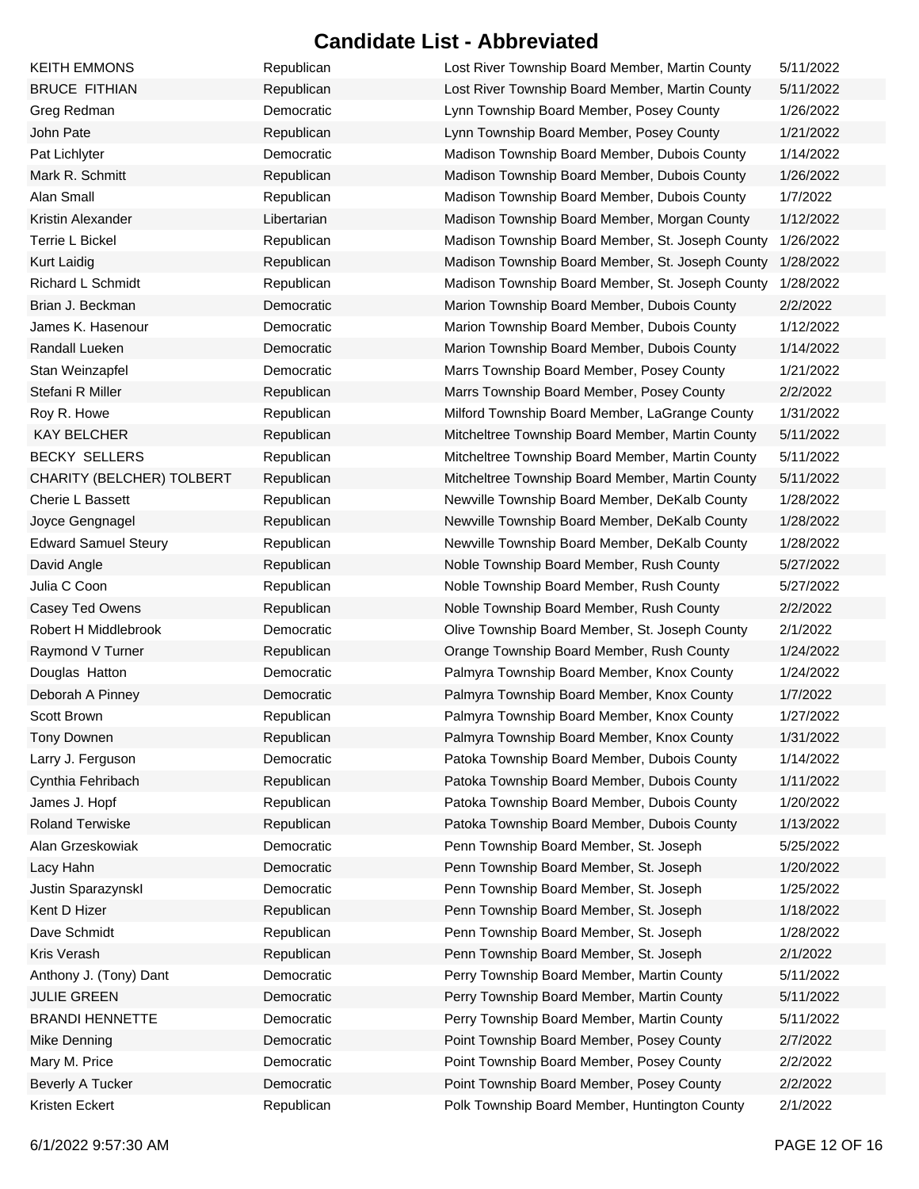# Candidate List - Abbreviated

| | | | |
|---|---|---|---|
| KEITH EMMONS | Republican | Lost River Township Board Member, Martin County | 5/11/2022 |
| BRUCE FITHIAN | Republican | Lost River Township Board Member, Martin County | 5/11/2022 |
| Greg Redman | Democratic | Lynn Township Board Member, Posey County | 1/26/2022 |
| John Pate | Republican | Lynn Township Board Member, Posey County | 1/21/2022 |
| Pat Lichlyter | Democratic | Madison Township Board Member, Dubois County | 1/14/2022 |
| Mark R. Schmitt | Republican | Madison Township Board Member, Dubois County | 1/26/2022 |
| Alan Small | Republican | Madison Township Board Member, Dubois County | 1/7/2022 |
| Kristin Alexander | Libertarian | Madison Township Board Member, Morgan County | 1/12/2022 |
| Terrie L Bickel | Republican | Madison Township Board Member, St. Joseph County | 1/26/2022 |
| Kurt Laidig | Republican | Madison Township Board Member, St. Joseph County | 1/28/2022 |
| Richard L Schmidt | Republican | Madison Township Board Member, St. Joseph County | 1/28/2022 |
| Brian J. Beckman | Democratic | Marion Township Board Member, Dubois County | 2/2/2022 |
| James K. Hasenour | Democratic | Marion Township Board Member, Dubois County | 1/12/2022 |
| Randall Lueken | Democratic | Marion Township Board Member, Dubois County | 1/14/2022 |
| Stan Weinzapfel | Democratic | Marrs Township Board Member, Posey County | 1/21/2022 |
| Stefani R Miller | Republican | Marrs Township Board Member, Posey County | 2/2/2022 |
| Roy R. Howe | Republican | Milford Township Board Member, LaGrange County | 1/31/2022 |
| KAY BELCHER | Republican | Mitcheltree Township Board Member, Martin County | 5/11/2022 |
| BECKY SELLERS | Republican | Mitcheltree Township Board Member, Martin County | 5/11/2022 |
| CHARITY (BELCHER) TOLBERT | Republican | Mitcheltree Township Board Member, Martin County | 5/11/2022 |
| Cherie L Bassett | Republican | Newville Township Board Member, DeKalb County | 1/28/2022 |
| Joyce Gengnagel | Republican | Newville Township Board Member, DeKalb County | 1/28/2022 |
| Edward Samuel Steury | Republican | Newville Township Board Member, DeKalb County | 1/28/2022 |
| David Angle | Republican | Noble Township Board Member, Rush County | 5/27/2022 |
| Julia C Coon | Republican | Noble Township Board Member, Rush County | 5/27/2022 |
| Casey Ted Owens | Republican | Noble Township Board Member, Rush County | 2/2/2022 |
| Robert H Middlebrook | Democratic | Olive Township Board Member, St. Joseph County | 2/1/2022 |
| Raymond V Turner | Republican | Orange Township Board Member, Rush County | 1/24/2022 |
| Douglas Hatton | Democratic | Palmyra Township Board Member, Knox County | 1/24/2022 |
| Deborah A Pinney | Democratic | Palmyra Township Board Member, Knox County | 1/7/2022 |
| Scott Brown | Republican | Palmyra Township Board Member, Knox County | 1/27/2022 |
| Tony Downen | Republican | Palmyra Township Board Member, Knox County | 1/31/2022 |
| Larry J. Ferguson | Democratic | Patoka Township Board Member, Dubois County | 1/14/2022 |
| Cynthia Fehribach | Republican | Patoka Township Board Member, Dubois County | 1/11/2022 |
| James J. Hopf | Republican | Patoka Township Board Member, Dubois County | 1/20/2022 |
| Roland Terwiske | Republican | Patoka Township Board Member, Dubois County | 1/13/2022 |
| Alan Grzeskowiak | Democratic | Penn Township Board Member, St. Joseph | 5/25/2022 |
| Lacy Hahn | Democratic | Penn Township Board Member, St. Joseph | 1/20/2022 |
| Justin Sparazynskl | Democratic | Penn Township Board Member, St. Joseph | 1/25/2022 |
| Kent D Hizer | Republican | Penn Township Board Member, St. Joseph | 1/18/2022 |
| Dave Schmidt | Republican | Penn Township Board Member, St. Joseph | 1/28/2022 |
| Kris Verash | Republican | Penn Township Board Member, St. Joseph | 2/1/2022 |
| Anthony J. (Tony) Dant | Democratic | Perry Township Board Member, Martin County | 5/11/2022 |
| JULIE GREEN | Democratic | Perry Township Board Member, Martin County | 5/11/2022 |
| BRANDI HENNETTE | Democratic | Perry Township Board Member, Martin County | 5/11/2022 |
| Mike Denning | Democratic | Point Township Board Member, Posey County | 2/7/2022 |
| Mary M. Price | Democratic | Point Township Board Member, Posey County | 2/2/2022 |
| Beverly A Tucker | Democratic | Point Township Board Member, Posey County | 2/2/2022 |
| Kristen Eckert | Republican | Polk Township Board Member, Huntington County | 2/1/2022 |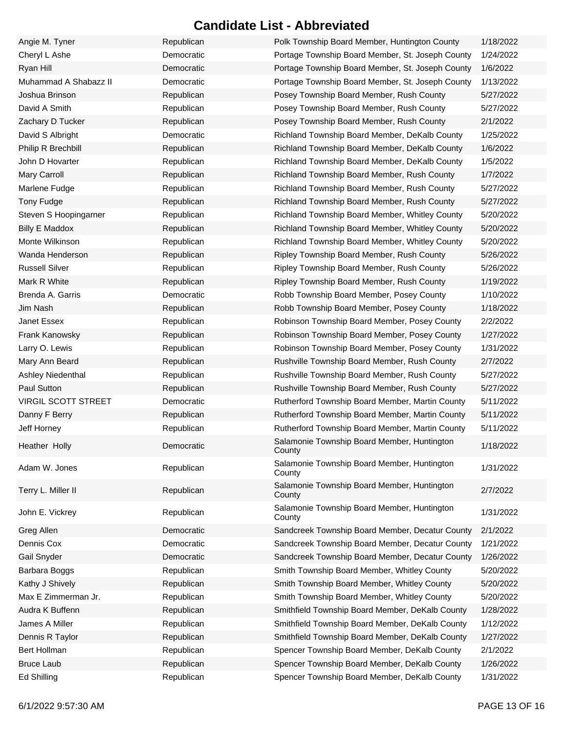# Candidate List - Abbreviated

| | | | |
|---|---|---|---|
| Angie M. Tyner | Republican | Polk Township Board Member, Huntington County | 1/18/2022 |
| Cheryl L Ashe | Democratic | Portage Township Board Member, St. Joseph County | 1/24/2022 |
| Ryan Hill | Democratic | Portage Township Board Member, St. Joseph County | 1/6/2022 |
| Muhammad A Shabazz II | Democratic | Portage Township Board Member, St. Joseph County | 1/13/2022 |
| Joshua Brinson | Republican | Posey Township Board Member, Rush County | 5/27/2022 |
| David A Smith | Republican | Posey Township Board Member, Rush County | 5/27/2022 |
| Zachary D Tucker | Republican | Posey Township Board Member, Rush County | 2/1/2022 |
| David S Albright | Democratic | Richland Township Board Member, DeKalb County | 1/25/2022 |
| Philip R Brechbill | Republican | Richland Township Board Member, DeKalb County | 1/6/2022 |
| John D Hovarter | Republican | Richland Township Board Member, DeKalb County | 1/5/2022 |
| Mary Carroll | Republican | Richland Township Board Member, Rush County | 1/7/2022 |
| Marlene Fudge | Republican | Richland Township Board Member, Rush County | 5/27/2022 |
| Tony Fudge | Republican | Richland Township Board Member, Rush County | 5/27/2022 |
| Steven S Hoopingarner | Republican | Richland Township Board Member, Whitley County | 5/20/2022 |
| Billy E Maddox | Republican | Richland Township Board Member, Whitley County | 5/20/2022 |
| Monte Wilkinson | Republican | Richland Township Board Member, Whitley County | 5/20/2022 |
| Wanda Henderson | Republican | Ripley Township Board Member, Rush County | 5/26/2022 |
| Russell Silver | Republican | Ripley Township Board Member, Rush County | 5/26/2022 |
| Mark R White | Republican | Ripley Township Board Member, Rush County | 1/19/2022 |
| Brenda A. Garris | Democratic | Robb Township Board Member, Posey County | 1/10/2022 |
| Jim Nash | Republican | Robb Township Board Member, Posey County | 1/18/2022 |
| Janet Essex | Republican | Robinson Township Board Member, Posey County | 2/2/2022 |
| Frank Kanowsky | Republican | Robinson Township Board Member, Posey County | 1/27/2022 |
| Larry O. Lewis | Republican | Robinson Township Board Member, Posey County | 1/31/2022 |
| Mary Ann Beard | Republican | Rushville Township Board Member, Rush County | 2/7/2022 |
| Ashley Niedenthal | Republican | Rushville Township Board Member, Rush County | 5/27/2022 |
| Paul Sutton | Republican | Rushville Township Board Member, Rush County | 5/27/2022 |
| VIRGIL SCOTT STREET | Democratic | Rutherford Township Board Member, Martin County | 5/11/2022 |
| Danny F Berry | Republican | Rutherford Township Board Member, Martin County | 5/11/2022 |
| Jeff Horney | Republican | Rutherford Township Board Member, Martin County | 5/11/2022 |
| Heather Holly | Democratic | Salamonie Township Board Member, Huntington County | 1/18/2022 |
| Adam W. Jones | Republican | Salamonie Township Board Member, Huntington County | 1/31/2022 |
| Terry L. Miller II | Republican | Salamonie Township Board Member, Huntington County | 2/7/2022 |
| John E. Vickrey | Republican | Salamonie Township Board Member, Huntington County | 1/31/2022 |
| Greg Allen | Democratic | Sandcreek Township Board Member, Decatur County | 2/1/2022 |
| Dennis Cox | Democratic | Sandcreek Township Board Member, Decatur County | 1/21/2022 |
| Gail Snyder | Democratic | Sandcreek Township Board Member, Decatur County | 1/26/2022 |
| Barbara Boggs | Republican | Smith Township Board Member, Whitley County | 5/20/2022 |
| Kathy J Shively | Republican | Smith Township Board Member, Whitley County | 5/20/2022 |
| Max E Zimmerman Jr. | Republican | Smith Township Board Member, Whitley County | 5/20/2022 |
| Audra K Buffenn | Republican | Smithfield Township Board Member, DeKalb County | 1/28/2022 |
| James A Miller | Republican | Smithfield Township Board Member, DeKalb County | 1/12/2022 |
| Dennis R Taylor | Republican | Smithfield Township Board Member, DeKalb County | 1/27/2022 |
| Bert Hollman | Republican | Spencer Township Board Member, DeKalb County | 2/1/2022 |
| Bruce Laub | Republican | Spencer Township Board Member, DeKalb County | 1/26/2022 |
| Ed Shilling | Republican | Spencer Township Board Member, DeKalb County | 1/31/2022 |

6/1/2022 9:57:30 AM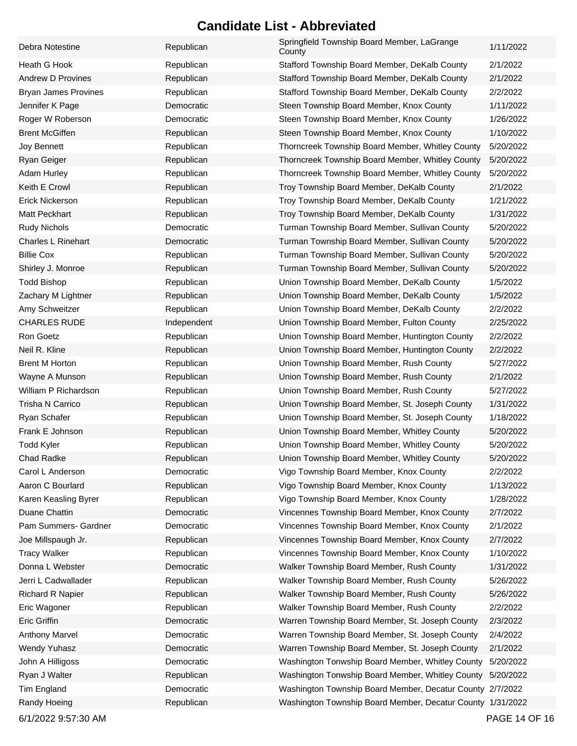# Candidate List - Abbreviated

| | | | |
|---|---|---|---|
| Debra Notestine | Republican | Springfield Township Board Member, LaGrange County | 1/11/2022 |
| Heath G Hook | Republican | Stafford Township Board Member, DeKalb County | 2/1/2022 |
| Andrew D Provines | Republican | Stafford Township Board Member, DeKalb County | 2/1/2022 |
| Bryan James Provines | Republican | Stafford Township Board Member, DeKalb County | 2/2/2022 |
| Jennifer K Page | Democratic | Steen Township Board Member, Knox County | 1/11/2022 |
| Roger W Roberson | Democratic | Steen Township Board Member, Knox County | 1/26/2022 |
| Brent McGiffen | Republican | Steen Township Board Member, Knox County | 1/10/2022 |
| Joy Bennett | Republican | Thorncreek Township Board Member, Whitley County | 5/20/2022 |
| Ryan Geiger | Republican | Thorncreek Township Board Member, Whitley County | 5/20/2022 |
| Adam Hurley | Republican | Thorncreek Township Board Member, Whitley County | 5/20/2022 |
| Keith E Crowl | Republican | Troy Township Board Member, DeKalb County | 2/1/2022 |
| Erick Nickerson | Republican | Troy Township Board Member, DeKalb County | 1/21/2022 |
| Matt Peckhart | Republican | Troy Township Board Member, DeKalb County | 1/31/2022 |
| Rudy Nichols | Democratic | Turman Township Board Member, Sullivan County | 5/20/2022 |
| Charles L Rinehart | Democratic | Turman Township Board Member, Sullivan County | 5/20/2022 |
| Billie Cox | Republican | Turman Township Board Member, Sullivan County | 5/20/2022 |
| Shirley J. Monroe | Republican | Turman Township Board Member, Sullivan County | 5/20/2022 |
| Todd Bishop | Republican | Union Township Board Member, DeKalb County | 1/5/2022 |
| Zachary M Lightner | Republican | Union Township Board Member, DeKalb County | 1/5/2022 |
| Amy Schweitzer | Republican | Union Township Board Member, DeKalb County | 2/2/2022 |
| CHARLES RUDE | Independent | Union Township Board Member, Fulton County | 2/25/2022 |
| Ron Goetz | Republican | Union Township Board Member, Huntington County | 2/2/2022 |
| Neil R. Kline | Republican | Union Township Board Member, Huntington County | 2/2/2022 |
| Brent M Horton | Republican | Union Township Board Member, Rush County | 5/27/2022 |
| Wayne A Munson | Republican | Union Township Board Member, Rush County | 2/1/2022 |
| William P Richardson | Republican | Union Township Board Member, Rush County | 5/27/2022 |
| Trisha N Carrico | Republican | Union Township Board Member, St. Joseph County | 1/31/2022 |
| Ryan Schafer | Republican | Union Township Board Member, St. Joseph County | 1/18/2022 |
| Frank E Johnson | Republican | Union Township Board Member, Whitley County | 5/20/2022 |
| Todd Kyler | Republican | Union Township Board Member, Whitley County | 5/20/2022 |
| Chad Radke | Republican | Union Township Board Member, Whitley County | 5/20/2022 |
| Carol L Anderson | Democratic | Vigo Township Board Member, Knox County | 2/2/2022 |
| Aaron C Bourlard | Republican | Vigo Township Board Member, Knox County | 1/13/2022 |
| Karen Keasling Byrer | Republican | Vigo Township Board Member, Knox County | 1/28/2022 |
| Duane Chattin | Democratic | Vincennes Township Board Member, Knox County | 2/7/2022 |
| Pam Summers- Gardner | Democratic | Vincennes Township Board Member, Knox County | 2/1/2022 |
| Joe Millspaugh Jr. | Republican | Vincennes Township Board Member, Knox County | 2/7/2022 |
| Tracy Walker | Republican | Vincennes Township Board Member, Knox County | 1/10/2022 |
| Donna L Webster | Democratic | Walker Township Board Member, Rush County | 1/31/2022 |
| Jerri L Cadwallader | Republican | Walker Township Board Member, Rush County | 5/26/2022 |
| Richard R Napier | Republican | Walker Township Board Member, Rush County | 5/26/2022 |
| Eric Wagoner | Republican | Walker Township Board Member, Rush County | 2/2/2022 |
| Eric Griffin | Democratic | Warren Township Board Member, St. Joseph County | 2/3/2022 |
| Anthony Marvel | Democratic | Warren Township Board Member, St. Joseph County | 2/4/2022 |
| Wendy Yuhasz | Democratic | Warren Township Board Member, St. Joseph County | 2/1/2022 |
| John A Hilligoss | Democratic | Washington Tonwship Board Member, Whitley County | 5/20/2022 |
| Ryan J Walter | Republican | Washington Tonwship Board Member, Whitley County | 5/20/2022 |
| Tim England | Democratic | Washington Township Board Member, Decatur County | 2/7/2022 |
| Randy Hoeing | Republican | Washington Township Board Member, Decatur County | 1/31/2022 |

6/1/2022 9:57:30 AM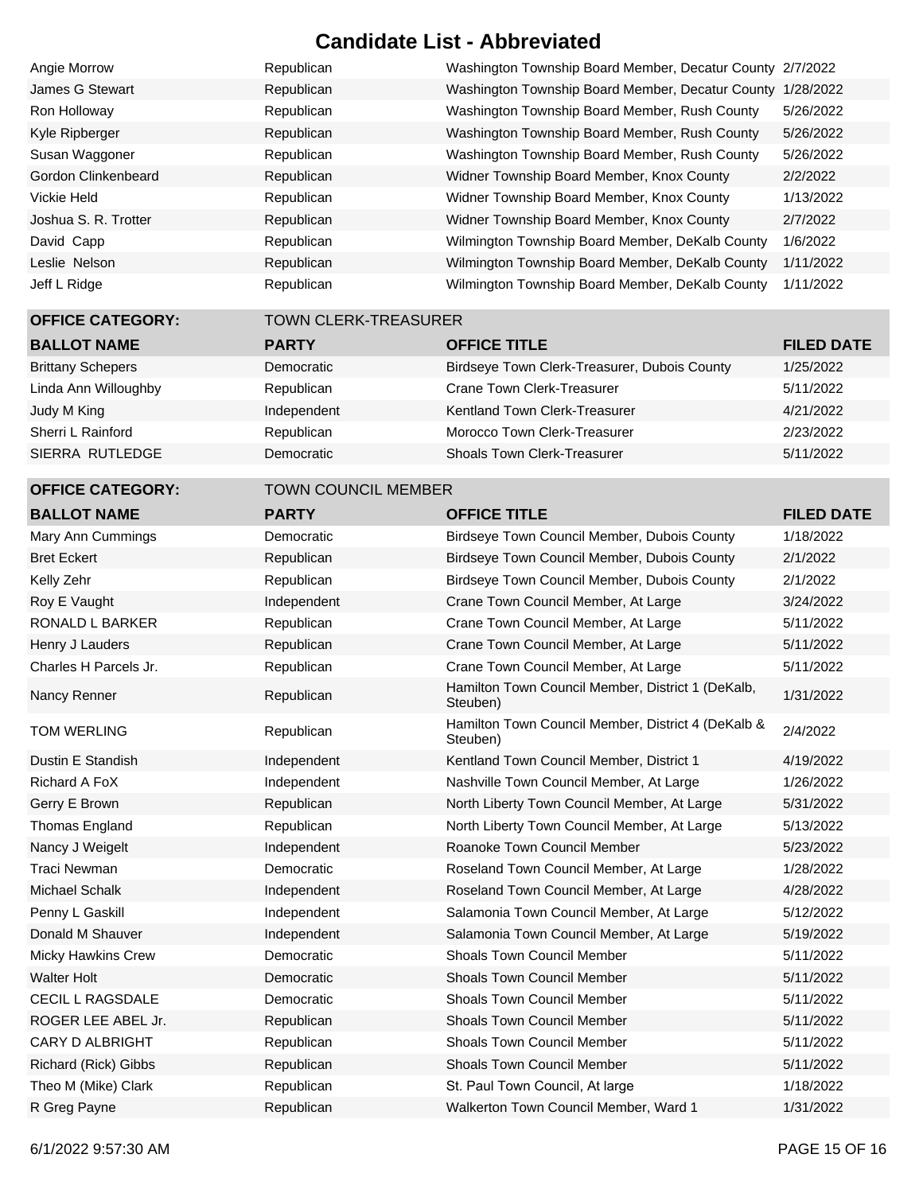# Candidate List - Abbreviated

| | | | |
|---|---|---|---|
| Angie Morrow | Republican | Washington Township Board Member, Decatur County | 2/7/2022 |
| James G Stewart | Republican | Washington Township Board Member, Decatur County | 1/28/2022 |
| Ron Holloway | Republican | Washington Township Board Member, Rush County | 5/26/2022 |
| Kyle Ripberger | Republican | Washington Township Board Member, Rush County | 5/26/2022 |
| Susan Waggoner | Republican | Washington Township Board Member, Rush County | 5/26/2022 |
| Gordon Clinkenbeard | Republican | Widner Township Board Member, Knox County | 2/2/2022 |
| Vickie Held | Republican | Widner Township Board Member, Knox County | 1/13/2022 |
| Joshua S. R. Trotter | Republican | Widner Township Board Member, Knox County | 2/7/2022 |
| David Capp | Republican | Wilmington Township Board Member, DeKalb County | 1/6/2022 |
| Leslie Nelson | Republican | Wilmington Township Board Member, DeKalb County | 1/11/2022 |
| Jeff L Ridge | Republican | Wilmington Township Board Member, DeKalb County | 1/11/2022 |

**OFFICE CATEGORY:** TOWN CLERK-TREASURER

| BALLOT NAME | PARTY | OFFICE TITLE | FILED DATE |
|---|---|---|---|
| Brittany Schepers | Democratic | Birdseye Town Clerk-Treasurer, Dubois County | 1/25/2022 |
| Linda Ann Willoughby | Republican | Crane Town Clerk-Treasurer | 5/11/2022 |
| Judy M King | Independent | Kentland Town Clerk-Treasurer | 4/21/2022 |
| Sherri L Rainford | Republican | Morocco Town Clerk-Treasurer | 2/23/2022 |
| SIERRA RUTLEDGE | Democratic | Shoals Town Clerk-Treasurer | 5/11/2022 |

**OFFICE CATEGORY:** TOWN COUNCIL MEMBER

| BALLOT NAME | PARTY | OFFICE TITLE | FILED DATE |
|---|---|---|---|
| Mary Ann Cummings | Democratic | Birdseye Town Council Member, Dubois County | 1/18/2022 |
| Bret Eckert | Republican | Birdseye Town Council Member, Dubois County | 2/1/2022 |
| Kelly Zehr | Republican | Birdseye Town Council Member, Dubois County | 2/1/2022 |
| Roy E Vaught | Independent | Crane Town Council Member, At Large | 3/24/2022 |
| RONALD L BARKER | Republican | Crane Town Council Member, At Large | 5/11/2022 |
| Henry J Lauders | Republican | Crane Town Council Member, At Large | 5/11/2022 |
| Charles H Parcels Jr. | Republican | Crane Town Council Member, At Large | 5/11/2022 |
| Nancy Renner | Republican | Hamilton Town Council Member, District 1 (DeKalb, Steuben) | 1/31/2022 |
| TOM WERLING | Republican | Hamilton Town Council Member, District 4 (DeKalb & Steuben) | 2/4/2022 |
| Dustin E Standish | Independent | Kentland Town Council Member, District 1 | 4/19/2022 |
| Richard A FoX | Independent | Nashville Town Council Member, At Large | 1/26/2022 |
| Gerry E Brown | Republican | North Liberty Town Council Member, At Large | 5/31/2022 |
| Thomas England | Republican | North Liberty Town Council Member, At Large | 5/13/2022 |
| Nancy J Weigelt | Independent | Roanoke Town Council Member | 5/23/2022 |
| Traci Newman | Democratic | Roseland Town Council Member, At Large | 1/28/2022 |
| Michael Schalk | Independent | Roseland Town Council Member, At Large | 4/28/2022 |
| Penny L Gaskill | Independent | Salamonia Town Council Member, At Large | 5/12/2022 |
| Donald M Shauver | Independent | Salamonia Town Council Member, At Large | 5/19/2022 |
| Micky Hawkins Crew | Democratic | Shoals Town Council Member | 5/11/2022 |
| Walter Holt | Democratic | Shoals Town Council Member | 5/11/2022 |
| CECIL L RAGSDALE | Democratic | Shoals Town Council Member | 5/11/2022 |
| ROGER LEE ABEL Jr. | Republican | Shoals Town Council Member | 5/11/2022 |
| CARY D ALBRIGHT | Republican | Shoals Town Council Member | 5/11/2022 |
| Richard (Rick) Gibbs | Republican | Shoals Town Council Member | 5/11/2022 |
| Theo M (Mike) Clark | Republican | St. Paul Town Council, At large | 1/18/2022 |
| R Greg Payne | Republican | Walkerton Town Council Member, Ward 1 | 1/31/2022 |

6/1/2022 9:57:30 AM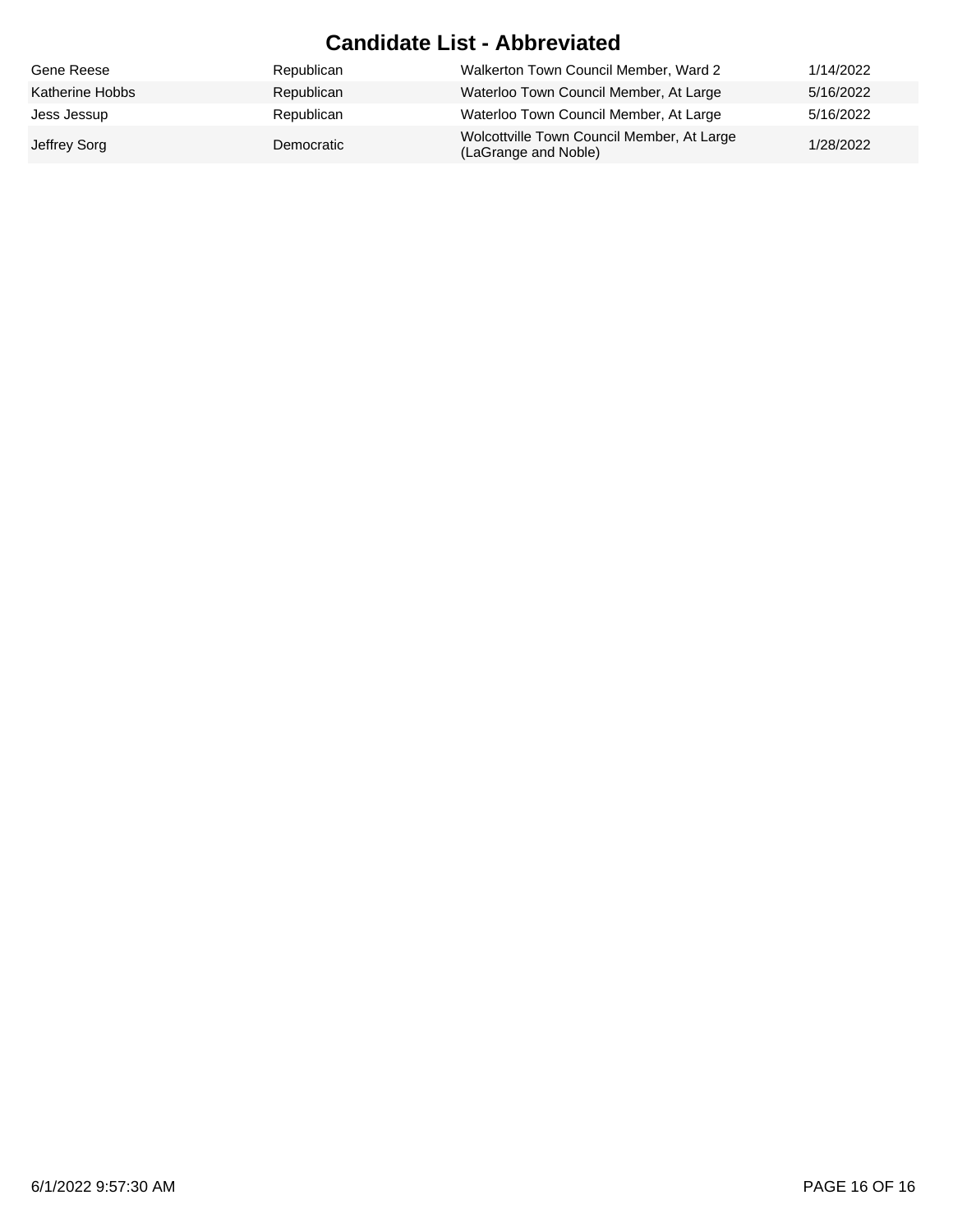# Candidate List - Abbreviated

| | | | |
|---|---|---|---|
| Gene Reese | Republican | Walkerton Town Council Member, Ward 2 | 1/14/2022 |
| Katherine Hobbs | Republican | Waterloo Town Council Member, At Large | 5/16/2022 |
| Jess Jessup | Republican | Waterloo Town Council Member, At Large | 5/16/2022 |
| Jeffrey Sorg | Democratic | Wolcottville Town Council Member, At Large (LaGrange and Noble) | 1/28/2022 |

6/1/2022 9:57:30 AM